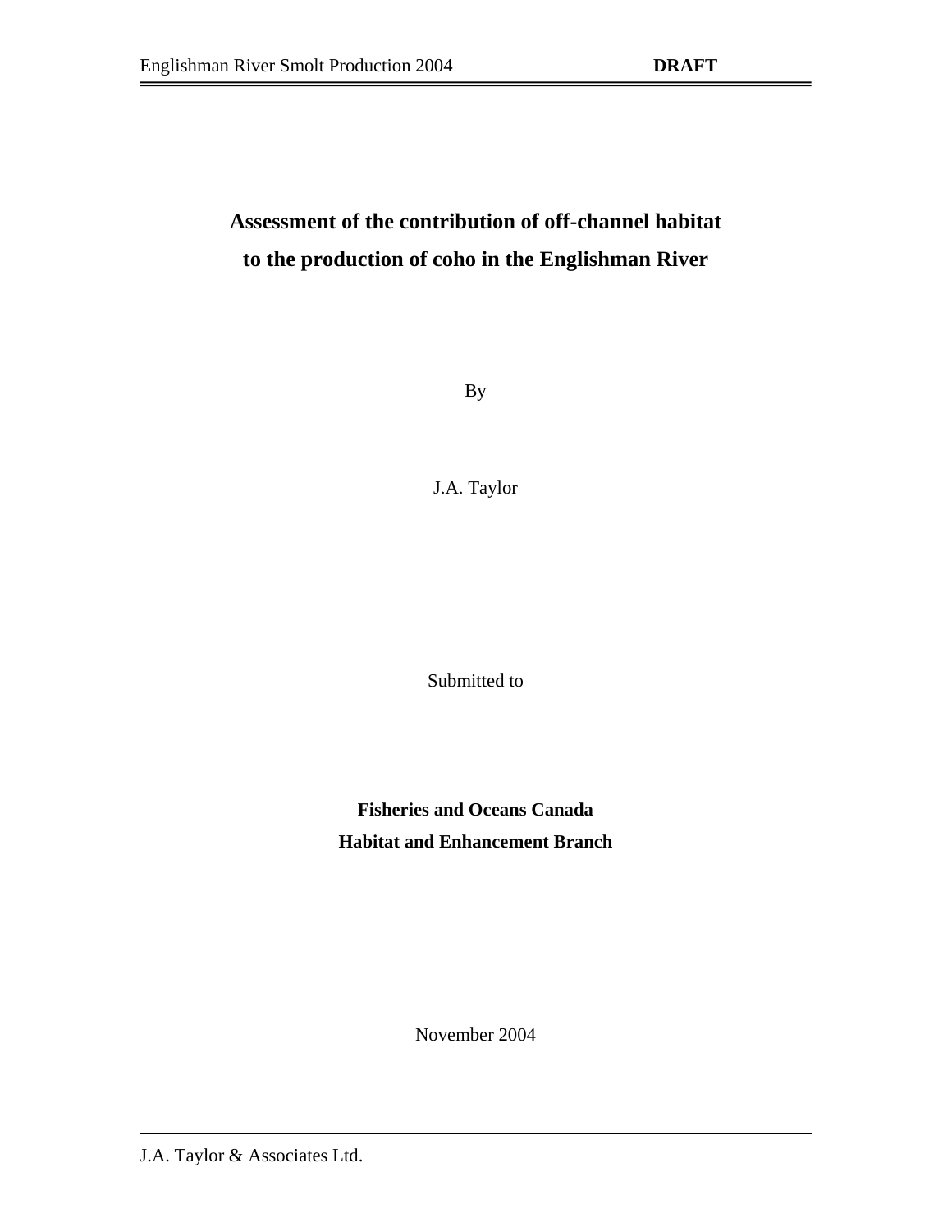# Assessment of the contribution of off-channel habitat to the production of coho in the Englishman River

By

J.A. Taylor

Submitted to

**Fisheries and Oceans Canada**
**Habitat and Enhancement Branch**

November 2004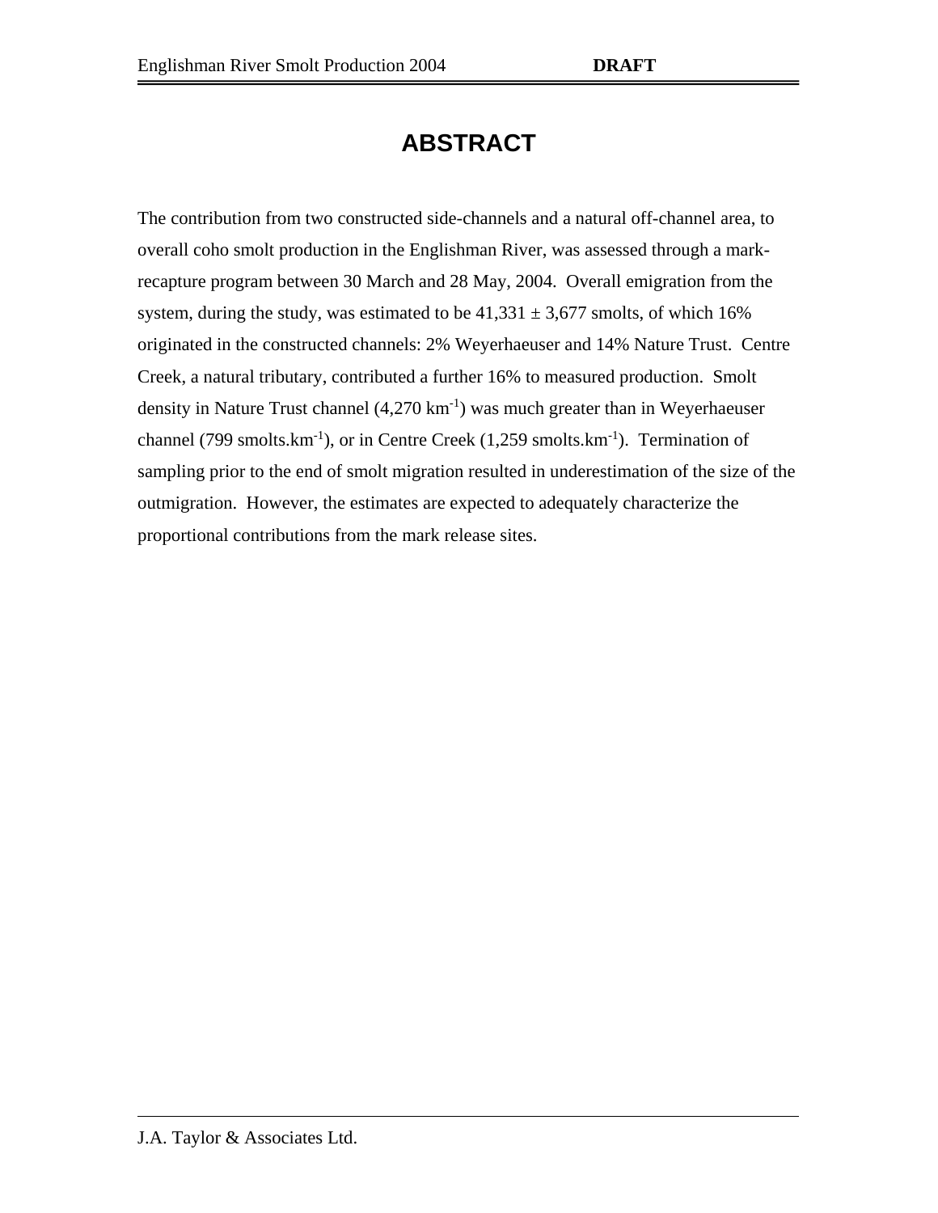# ABSTRACT

The contribution from two constructed side-channels and a natural off-channel area, to overall coho smolt production in the Englishman River, was assessed through a mark-recapture program between 30 March and 28 May, 2004. Overall emigration from the system, during the study, was estimated to be 41,331 ± 3,677 smolts, of which 16% originated in the constructed channels: 2% Weyerhaeuser and 14% Nature Trust. Centre Creek, a natural tributary, contributed a further 16% to measured production. Smolt density in Nature Trust channel (4,270 $km^{-1}$) was much greater than in Weyerhaeuser channel (799 smolts.$km^{-1}$), or in Centre Creek (1,259 smolts.$km^{-1}$). Termination of sampling prior to the end of smolt migration resulted in underestimation of the size of the outmigration. However, the estimates are expected to adequately characterize the proportional contributions from the mark release sites.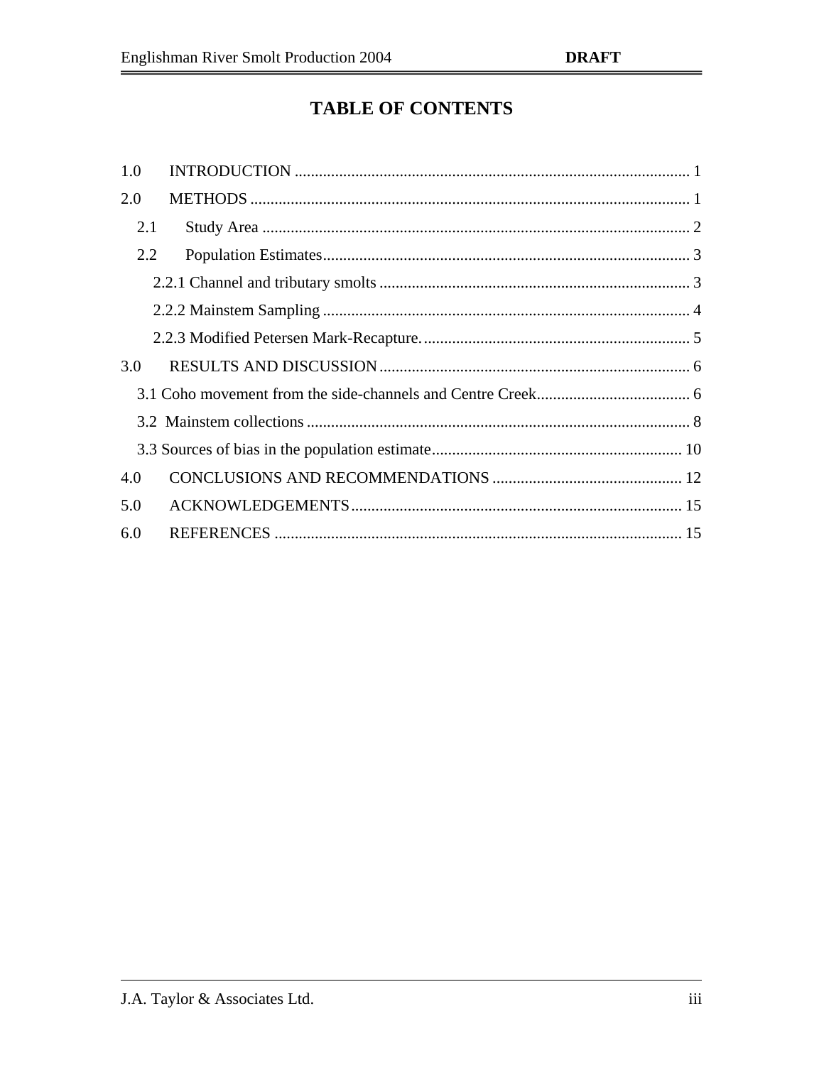# TABLE OF CONTENTS

1.0 INTRODUCTION ................................................................................................ 1

2.0 METHODS ........................................................................................................... 1

- 2.1 Study Area ......................................................................................................... 2
- 2.2 Population Estimates.......................................................................................... 3
  - 2.2.1 Channel and tributary smolts ............................................................................ 3
  - 2.2.2 Mainstem Sampling .......................................................................................... 4
  - 2.2.3 Modified Petersen Mark-Recapture. ................................................................. 5

3.0 RESULTS AND DISCUSSION ............................................................................ 6

- 3.1 Coho movement from the side-channels and Centre Creek...................................... 6
- 3.2 Mainstem collections .............................................................................................. 8
- 3.3 Sources of bias in the population estimate............................................................. 10

4.0 CONCLUSIONS AND RECOMMENDATIONS ............................................... 12

5.0 ACKNOWLEDGEMENTS................................................................................. 15

6.0 REFERENCES .................................................................................................... 15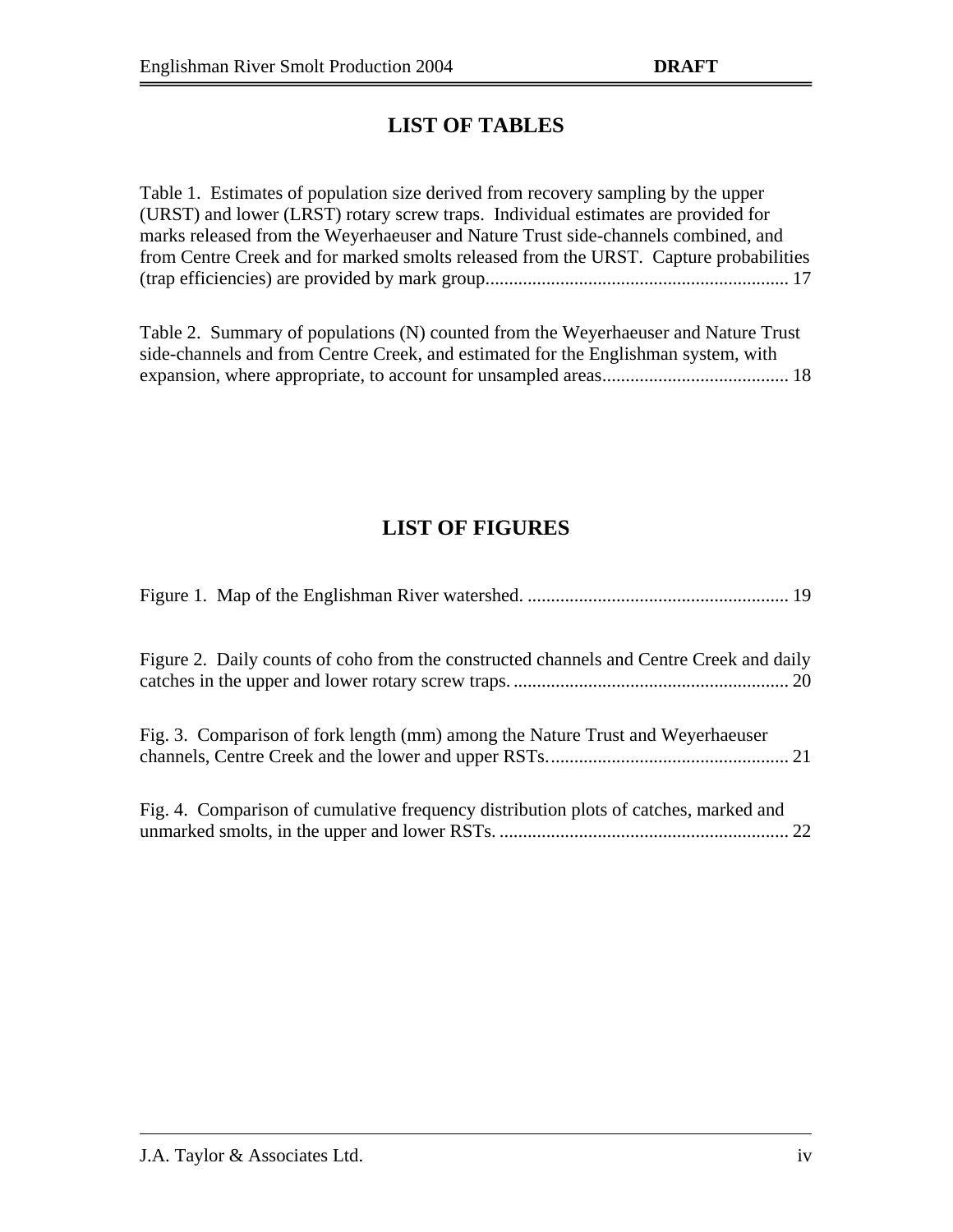# LIST OF TABLES

Table 1. Estimates of population size derived from recovery sampling by the upper (URST) and lower (LRST) rotary screw traps. Individual estimates are provided for marks released from the Weyerhaeuser and Nature Trust side-channels combined, and from Centre Creek and for marked smolts released from the URST. Capture probabilities (trap efficiencies) are provided by mark group................................................................ 17

Table 2. Summary of populations (N) counted from the Weyerhaeuser and Nature Trust side-channels and from Centre Creek, and estimated for the Englishman system, with expansion, where appropriate, to account for unsampled areas........................................ 18

# LIST OF FIGURES

Figure 1. Map of the Englishman River watershed. ........................................................ 19

Figure 2. Daily counts of coho from the constructed channels and Centre Creek and daily catches in the upper and lower rotary screw traps. ........................................................... 20

Fig. 3. Comparison of fork length (mm) among the Nature Trust and Weyerhaeuser channels, Centre Creek and the lower and upper RSTs.................................................. 21

Fig. 4. Comparison of cumulative frequency distribution plots of catches, marked and unmarked smolts, in the upper and lower RSTs. ............................................................. 22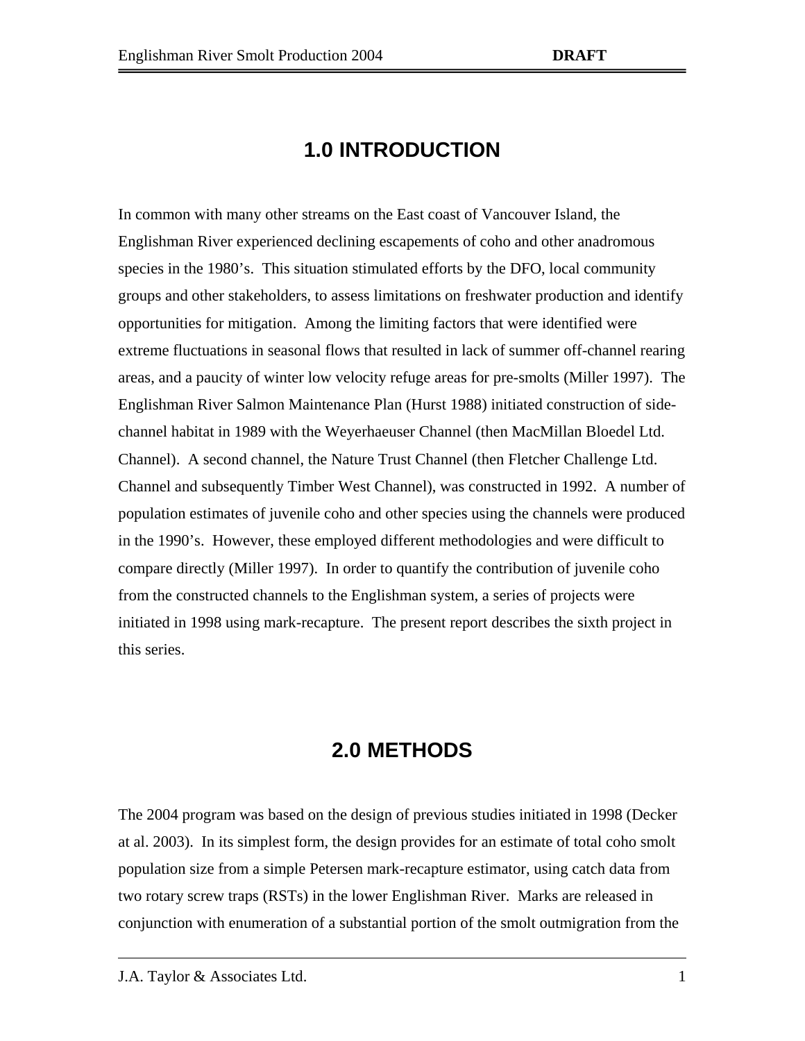# 1.0 INTRODUCTION

In common with many other streams on the East coast of Vancouver Island, the Englishman River experienced declining escapements of coho and other anadromous species in the 1980's. This situation stimulated efforts by the DFO, local community groups and other stakeholders, to assess limitations on freshwater production and identify opportunities for mitigation. Among the limiting factors that were identified were extreme fluctuations in seasonal flows that resulted in lack of summer off-channel rearing areas, and a paucity of winter low velocity refuge areas for pre-smolts (Miller 1997). The Englishman River Salmon Maintenance Plan (Hurst 1988) initiated construction of side-channel habitat in 1989 with the Weyerhaeuser Channel (then MacMillan Bloedel Ltd. Channel). A second channel, the Nature Trust Channel (then Fletcher Challenge Ltd. Channel and subsequently Timber West Channel), was constructed in 1992. A number of population estimates of juvenile coho and other species using the channels were produced in the 1990's. However, these employed different methodologies and were difficult to compare directly (Miller 1997). In order to quantify the contribution of juvenile coho from the constructed channels to the Englishman system, a series of projects were initiated in 1998 using mark-recapture. The present report describes the sixth project in this series.

# 2.0 METHODS

The 2004 program was based on the design of previous studies initiated in 1998 (Decker at al. 2003). In its simplest form, the design provides for an estimate of total coho smolt population size from a simple Petersen mark-recapture estimator, using catch data from two rotary screw traps (RSTs) in the lower Englishman River. Marks are released in conjunction with enumeration of a substantial portion of the smolt outmigration from the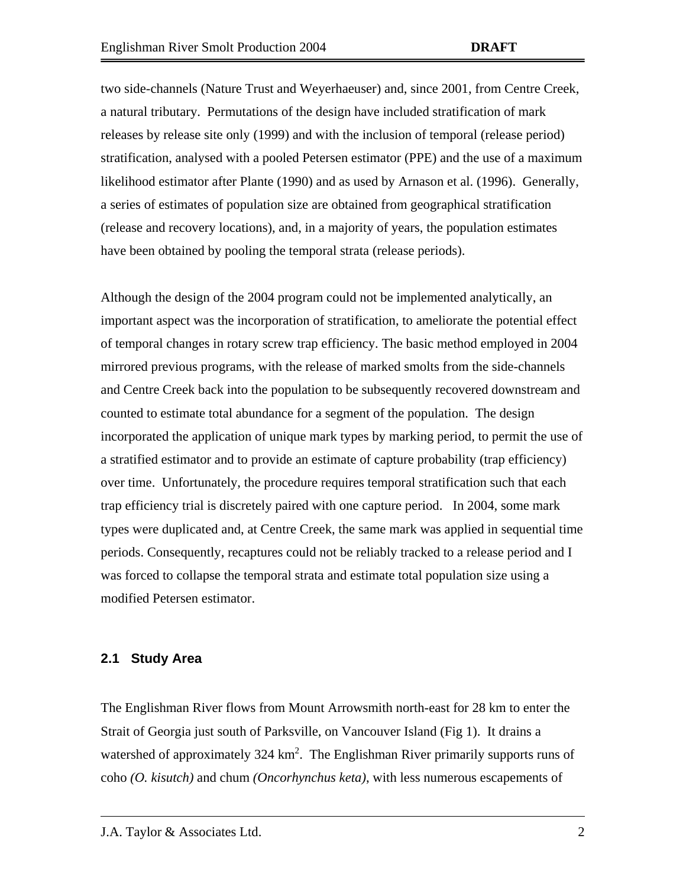two side-channels (Nature Trust and Weyerhaeuser) and, since 2001, from Centre Creek, a natural tributary. Permutations of the design have included stratification of mark releases by release site only (1999) and with the inclusion of temporal (release period) stratification, analysed with a pooled Petersen estimator (PPE) and the use of a maximum likelihood estimator after Plante (1990) and as used by Arnason et al. (1996). Generally, a series of estimates of population size are obtained from geographical stratification (release and recovery locations), and, in a majority of years, the population estimates have been obtained by pooling the temporal strata (release periods).

Although the design of the 2004 program could not be implemented analytically, an important aspect was the incorporation of stratification, to ameliorate the potential effect of temporal changes in rotary screw trap efficiency. The basic method employed in 2004 mirrored previous programs, with the release of marked smolts from the side-channels and Centre Creek back into the population to be subsequently recovered downstream and counted to estimate total abundance for a segment of the population. The design incorporated the application of unique mark types by marking period, to permit the use of a stratified estimator and to provide an estimate of capture probability (trap efficiency) over time. Unfortunately, the procedure requires temporal stratification such that each trap efficiency trial is discretely paired with one capture period. In 2004, some mark types were duplicated and, at Centre Creek, the same mark was applied in sequential time periods. Consequently, recaptures could not be reliably tracked to a release period and I was forced to collapse the temporal strata and estimate total population size using a modified Petersen estimator.

## 2.1 Study Area

The Englishman River flows from Mount Arrowsmith north-east for 28 km to enter the Strait of Georgia just south of Parksville, on Vancouver Island (Fig 1). It drains a watershed of approximately 324 km$^2$. The Englishman River primarily supports runs of coho *(O. kisutch)* and chum *(Oncorhynchus keta)*, with less numerous escapements of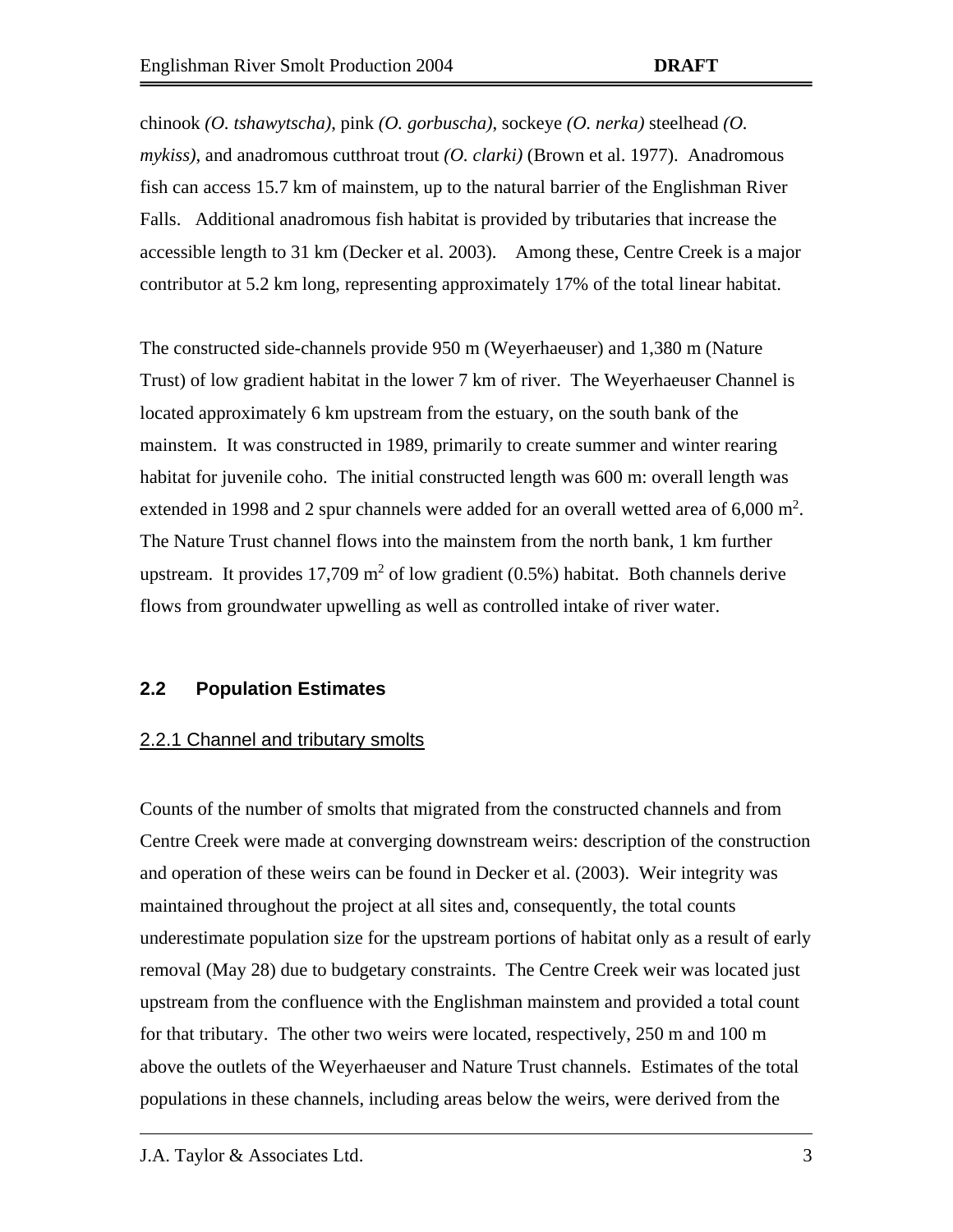chinook *(O. tshawytscha)*, pink *(O. gorbuscha)*, sockeye *(O. nerka)* steelhead *(O. mykiss)*, and anadromous cutthroat trout *(O. clarki)* (Brown et al. 1977). Anadromous fish can access 15.7 km of mainstem, up to the natural barrier of the Englishman River Falls. Additional anadromous fish habitat is provided by tributaries that increase the accessible length to 31 km (Decker et al. 2003). Among these, Centre Creek is a major contributor at 5.2 km long, representing approximately 17% of the total linear habitat.

The constructed side-channels provide 950 m (Weyerhaeuser) and 1,380 m (Nature Trust) of low gradient habitat in the lower 7 km of river. The Weyerhaeuser Channel is located approximately 6 km upstream from the estuary, on the south bank of the mainstem. It was constructed in 1989, primarily to create summer and winter rearing habitat for juvenile coho. The initial constructed length was 600 m: overall length was extended in 1998 and 2 spur channels were added for an overall wetted area of 6,000 $m^2$. The Nature Trust channel flows into the mainstem from the north bank, 1 km further upstream. It provides 17,709 $m^2$ of low gradient (0.5%) habitat. Both channels derive flows from groundwater upwelling as well as controlled intake of river water.

## 2.2 Population Estimates

### 2.2.1 Channel and tributary smolts

Counts of the number of smolts that migrated from the constructed channels and from Centre Creek were made at converging downstream weirs: description of the construction and operation of these weirs can be found in Decker et al. (2003). Weir integrity was maintained throughout the project at all sites and, consequently, the total counts underestimate population size for the upstream portions of habitat only as a result of early removal (May 28) due to budgetary constraints. The Centre Creek weir was located just upstream from the confluence with the Englishman mainstem and provided a total count for that tributary. The other two weirs were located, respectively, 250 m and 100 m above the outlets of the Weyerhaeuser and Nature Trust channels. Estimates of the total populations in these channels, including areas below the weirs, were derived from the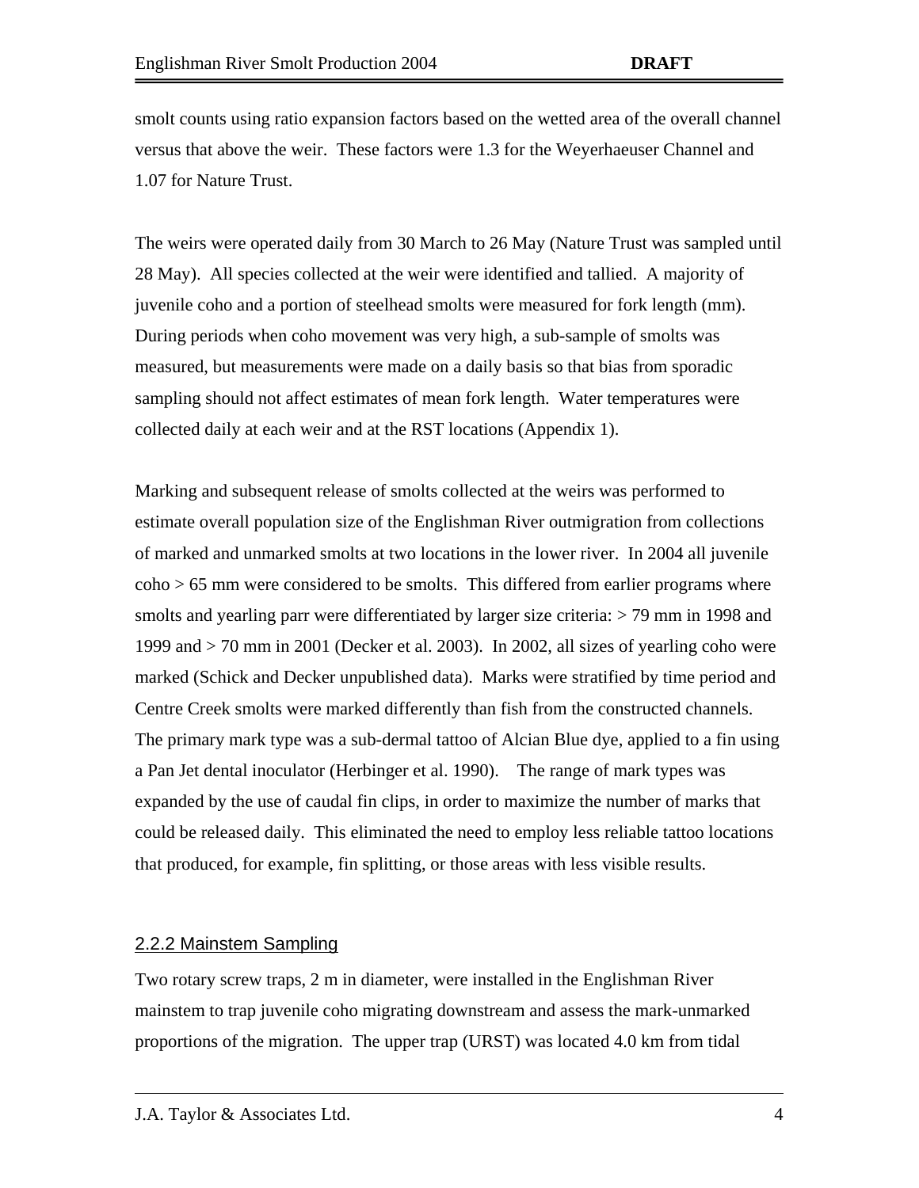smolt counts using ratio expansion factors based on the wetted area of the overall channel versus that above the weir. These factors were 1.3 for the Weyerhaeuser Channel and 1.07 for Nature Trust.

The weirs were operated daily from 30 March to 26 May (Nature Trust was sampled until 28 May). All species collected at the weir were identified and tallied. A majority of juvenile coho and a portion of steelhead smolts were measured for fork length (mm). During periods when coho movement was very high, a sub-sample of smolts was measured, but measurements were made on a daily basis so that bias from sporadic sampling should not affect estimates of mean fork length. Water temperatures were collected daily at each weir and at the RST locations (Appendix 1).

Marking and subsequent release of smolts collected at the weirs was performed to estimate overall population size of the Englishman River outmigration from collections of marked and unmarked smolts at two locations in the lower river. In 2004 all juvenile coho > 65 mm were considered to be smolts. This differed from earlier programs where smolts and yearling parr were differentiated by larger size criteria: > 79 mm in 1998 and 1999 and > 70 mm in 2001 (Decker et al. 2003). In 2002, all sizes of yearling coho were marked (Schick and Decker unpublished data). Marks were stratified by time period and Centre Creek smolts were marked differently than fish from the constructed channels. The primary mark type was a sub-dermal tattoo of Alcian Blue dye, applied to a fin using a Pan Jet dental inoculator (Herbinger et al. 1990). The range of mark types was expanded by the use of caudal fin clips, in order to maximize the number of marks that could be released daily. This eliminated the need to employ less reliable tattoo locations that produced, for example, fin splitting, or those areas with less visible results.

### 2.2.2 Mainstem Sampling

Two rotary screw traps, 2 m in diameter, were installed in the Englishman River mainstem to trap juvenile coho migrating downstream and assess the mark-unmarked proportions of the migration. The upper trap (URST) was located 4.0 km from tidal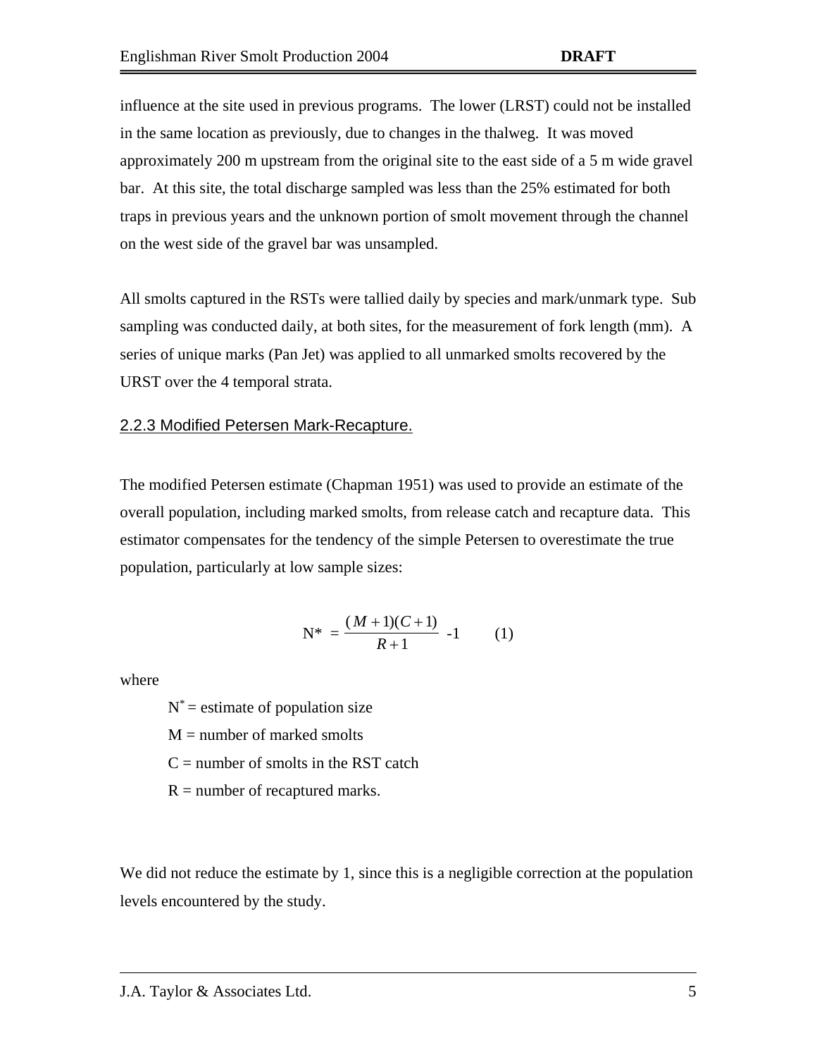influence at the site used in previous programs. The lower (LRST) could not be installed in the same location as previously, due to changes in the thalweg. It was moved approximately 200 m upstream from the original site to the east side of a 5 m wide gravel bar. At this site, the total discharge sampled was less than the 25% estimated for both traps in previous years and the unknown portion of smolt movement through the channel on the west side of the gravel bar was unsampled.

All smolts captured in the RSTs were tallied daily by species and mark/unmark type. Sub sampling was conducted daily, at both sites, for the measurement of fork length (mm). A series of unique marks (Pan Jet) was applied to all unmarked smolts recovered by the URST over the 4 temporal strata.

### 2.2.3 Modified Petersen Mark-Recapture.

The modified Petersen estimate (Chapman 1951) was used to provide an estimate of the overall population, including marked smolts, from release catch and recapture data. This estimator compensates for the tendency of the simple Petersen to overestimate the true population, particularly at low sample sizes:

$$N^* = \frac{(M+1)(C+1)}{R+1} - 1 \qquad (1)$$

where

$N^*$ = estimate of population size

M = number of marked smolts

C = number of smolts in the RST catch

R = number of recaptured marks.

We did not reduce the estimate by 1, since this is a negligible correction at the population levels encountered by the study.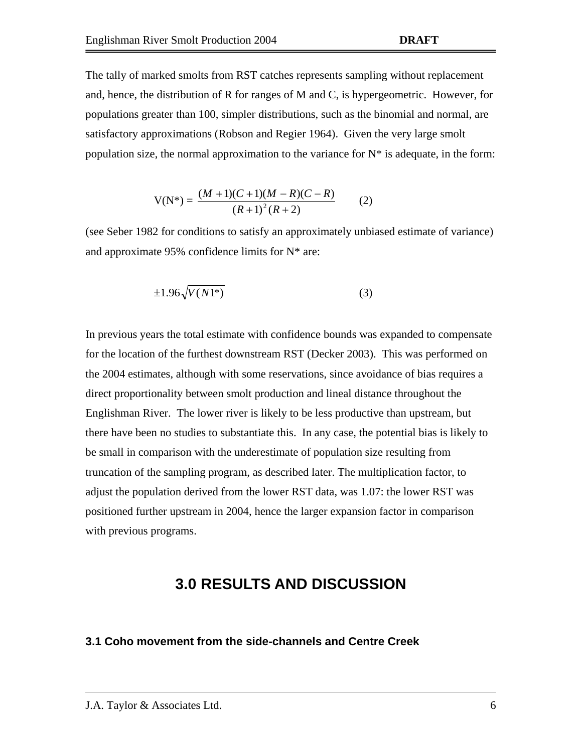The tally of marked smolts from RST catches represents sampling without replacement and, hence, the distribution of R for ranges of M and C, is hypergeometric. However, for populations greater than 100, simpler distributions, such as the binomial and normal, are satisfactory approximations (Robson and Regier 1964). Given the very large smolt population size, the normal approximation to the variance for N* is adequate, in the form:

$$V(N^*) = \frac{(M+1)(C+1)(M-R)(C-R)}{(R+1)^2(R+2)} \qquad (2)$$

(see Seber 1982 for conditions to satisfy an approximately unbiased estimate of variance) and approximate 95% confidence limits for N* are:

$$\pm 1.96\sqrt{V(N1^*)} \qquad (3)$$

In previous years the total estimate with confidence bounds was expanded to compensate for the location of the furthest downstream RST (Decker 2003). This was performed on the 2004 estimates, although with some reservations, since avoidance of bias requires a direct proportionality between smolt production and lineal distance throughout the Englishman River. The lower river is likely to be less productive than upstream, but there have been no studies to substantiate this. In any case, the potential bias is likely to be small in comparison with the underestimate of population size resulting from truncation of the sampling program, as described later. The multiplication factor, to adjust the population derived from the lower RST data, was 1.07: the lower RST was positioned further upstream in 2004, hence the larger expansion factor in comparison with previous programs.

# 3.0 RESULTS AND DISCUSSION

### 3.1 Coho movement from the side-channels and Centre Creek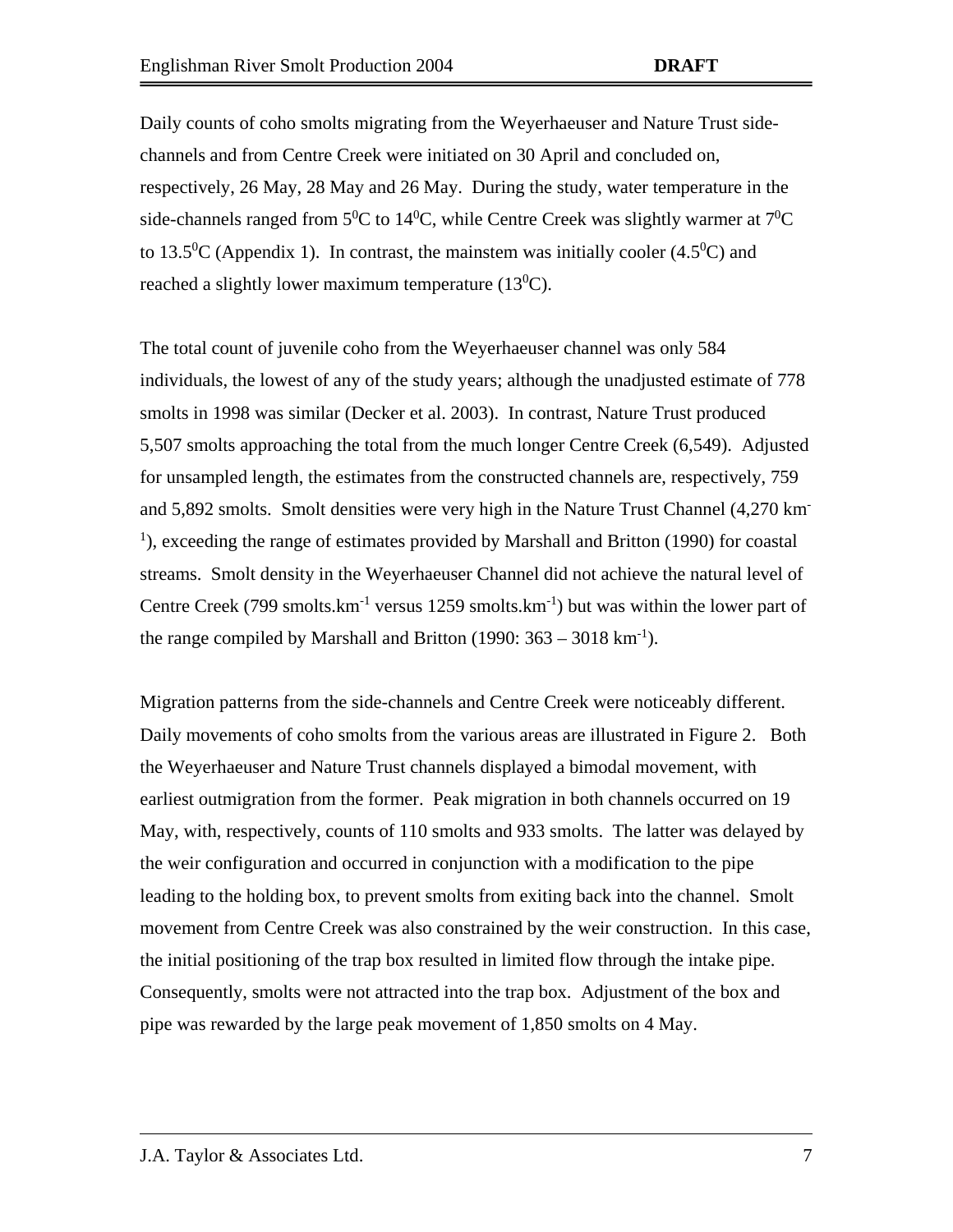Daily counts of coho smolts migrating from the Weyerhaeuser and Nature Trust side-channels and from Centre Creek were initiated on 30 April and concluded on, respectively, 26 May, 28 May and 26 May. During the study, water temperature in the side-channels ranged from $5^0$C to $14^0$C, while Centre Creek was slightly warmer at $7^0$C to $13.5^0$C (Appendix 1). In contrast, the mainstem was initially cooler ($4.5^0$C) and reached a slightly lower maximum temperature ($13^0$C).

The total count of juvenile coho from the Weyerhaeuser channel was only 584 individuals, the lowest of any of the study years; although the unadjusted estimate of 778 smolts in 1998 was similar (Decker et al. 2003). In contrast, Nature Trust produced 5,507 smolts approaching the total from the much longer Centre Creek (6,549). Adjusted for unsampled length, the estimates from the constructed channels are, respectively, 759 and 5,892 smolts. Smolt densities were very high in the Nature Trust Channel (4,270 $km^{-1}$), exceeding the range of estimates provided by Marshall and Britton (1990) for coastal streams. Smolt density in the Weyerhaeuser Channel did not achieve the natural level of Centre Creek (799 $smolts.km^{-1}$ versus 1259 $smolts.km^{-1}$) but was within the lower part of the range compiled by Marshall and Britton (1990: 363 – 3018 $km^{-1}$).

Migration patterns from the side-channels and Centre Creek were noticeably different. Daily movements of coho smolts from the various areas are illustrated in Figure 2. Both the Weyerhaeuser and Nature Trust channels displayed a bimodal movement, with earliest outmigration from the former. Peak migration in both channels occurred on 19 May, with, respectively, counts of 110 smolts and 933 smolts. The latter was delayed by the weir configuration and occurred in conjunction with a modification to the pipe leading to the holding box, to prevent smolts from exiting back into the channel. Smolt movement from Centre Creek was also constrained by the weir construction. In this case, the initial positioning of the trap box resulted in limited flow through the intake pipe. Consequently, smolts were not attracted into the trap box. Adjustment of the box and pipe was rewarded by the large peak movement of 1,850 smolts on 4 May.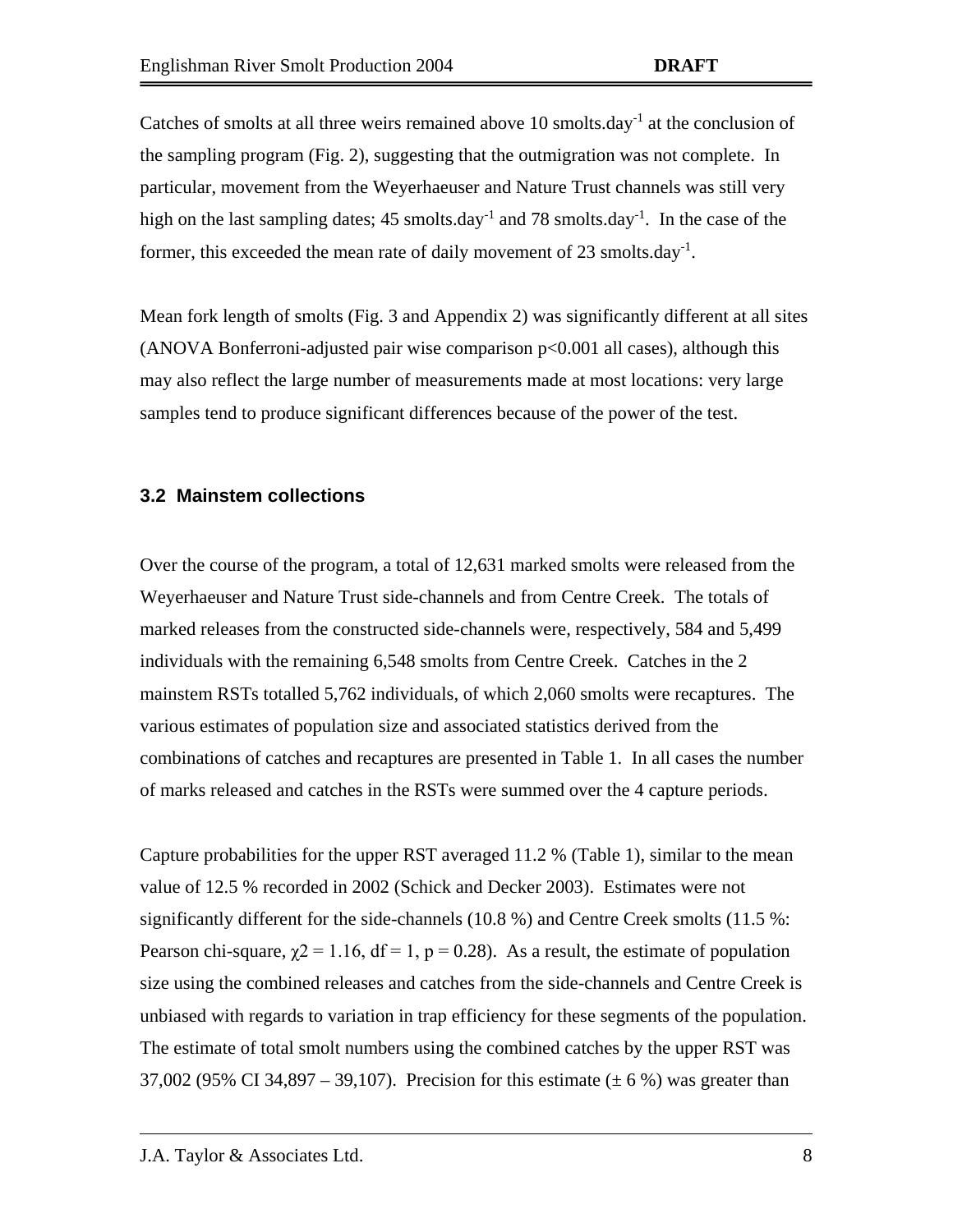Catches of smolts at all three weirs remained above 10 smolts.day$^{-1}$ at the conclusion of the sampling program (Fig. 2), suggesting that the outmigration was not complete. In particular, movement from the Weyerhaeuser and Nature Trust channels was still very high on the last sampling dates; 45 smolts.day$^{-1}$ and 78 smolts.day$^{-1}$. In the case of the former, this exceeded the mean rate of daily movement of 23 smolts.day$^{-1}$.

Mean fork length of smolts (Fig. 3 and Appendix 2) was significantly different at all sites (ANOVA Bonferroni-adjusted pair wise comparison $p<0.001$ all cases), although this may also reflect the large number of measurements made at most locations: very large samples tend to produce significant differences because of the power of the test.

### 3.2 Mainstem collections

Over the course of the program, a total of 12,631 marked smolts were released from the Weyerhaeuser and Nature Trust side-channels and from Centre Creek. The totals of marked releases from the constructed side-channels were, respectively, 584 and 5,499 individuals with the remaining 6,548 smolts from Centre Creek. Catches in the 2 mainstem RSTs totalled 5,762 individuals, of which 2,060 smolts were recaptures. The various estimates of population size and associated statistics derived from the combinations of catches and recaptures are presented in Table 1. In all cases the number of marks released and catches in the RSTs were summed over the 4 capture periods.

Capture probabilities for the upper RST averaged 11.2 % (Table 1), similar to the mean value of 12.5 % recorded in 2002 (Schick and Decker 2003). Estimates were not significantly different for the side-channels (10.8 %) and Centre Creek smolts (11.5 %: Pearson chi-square, $\chi2 = 1.16$, $df = 1$, $p = 0.28$). As a result, the estimate of population size using the combined releases and catches from the side-channels and Centre Creek is unbiased with regards to variation in trap efficiency for these segments of the population. The estimate of total smolt numbers using the combined catches by the upper RST was 37,002 (95% CI 34,897 – 39,107). Precision for this estimate (± 6 %) was greater than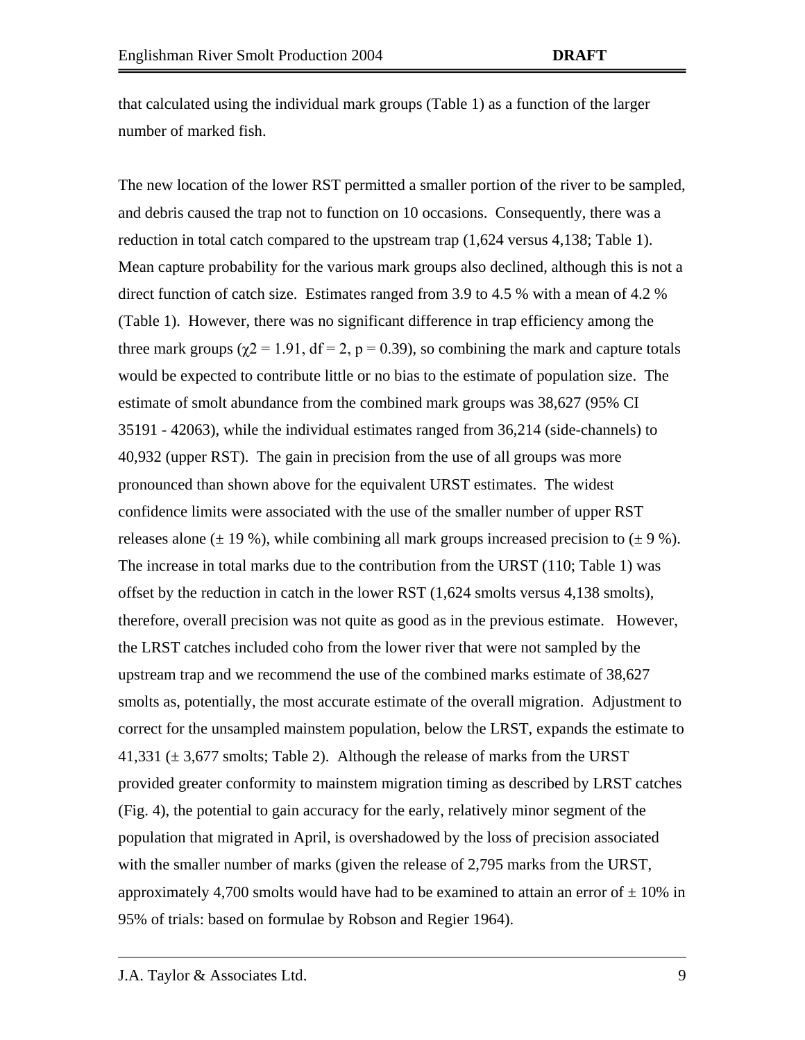that calculated using the individual mark groups (Table 1) as a function of the larger number of marked fish.

The new location of the lower RST permitted a smaller portion of the river to be sampled, and debris caused the trap not to function on 10 occasions. Consequently, there was a reduction in total catch compared to the upstream trap (1,624 versus 4,138; Table 1). Mean capture probability for the various mark groups also declined, although this is not a direct function of catch size. Estimates ranged from 3.9 to 4.5 % with a mean of 4.2 % (Table 1). However, there was no significant difference in trap efficiency among the three mark groups ($\chi 2 = 1.91$, $df = 2$, $p = 0.39$), so combining the mark and capture totals would be expected to contribute little or no bias to the estimate of population size. The estimate of smolt abundance from the combined mark groups was 38,627 (95% CI 35191 - 42063), while the individual estimates ranged from 36,214 (side-channels) to 40,932 (upper RST). The gain in precision from the use of all groups was more pronounced than shown above for the equivalent URST estimates. The widest confidence limits were associated with the use of the smaller number of upper RST releases alone (± 19 %), while combining all mark groups increased precision to (± 9 %). The increase in total marks due to the contribution from the URST (110; Table 1) was offset by the reduction in catch in the lower RST (1,624 smolts versus 4,138 smolts), therefore, overall precision was not quite as good as in the previous estimate. However, the LRST catches included coho from the lower river that were not sampled by the upstream trap and we recommend the use of the combined marks estimate of 38,627 smolts as, potentially, the most accurate estimate of the overall migration. Adjustment to correct for the unsampled mainstem population, below the LRST, expands the estimate to 41,331 (± 3,677 smolts; Table 2). Although the release of marks from the URST provided greater conformity to mainstem migration timing as described by LRST catches (Fig. 4), the potential to gain accuracy for the early, relatively minor segment of the population that migrated in April, is overshadowed by the loss of precision associated with the smaller number of marks (given the release of 2,795 marks from the URST, approximately 4,700 smolts would have had to be examined to attain an error of ± 10% in 95% of trials: based on formulae by Robson and Regier 1964).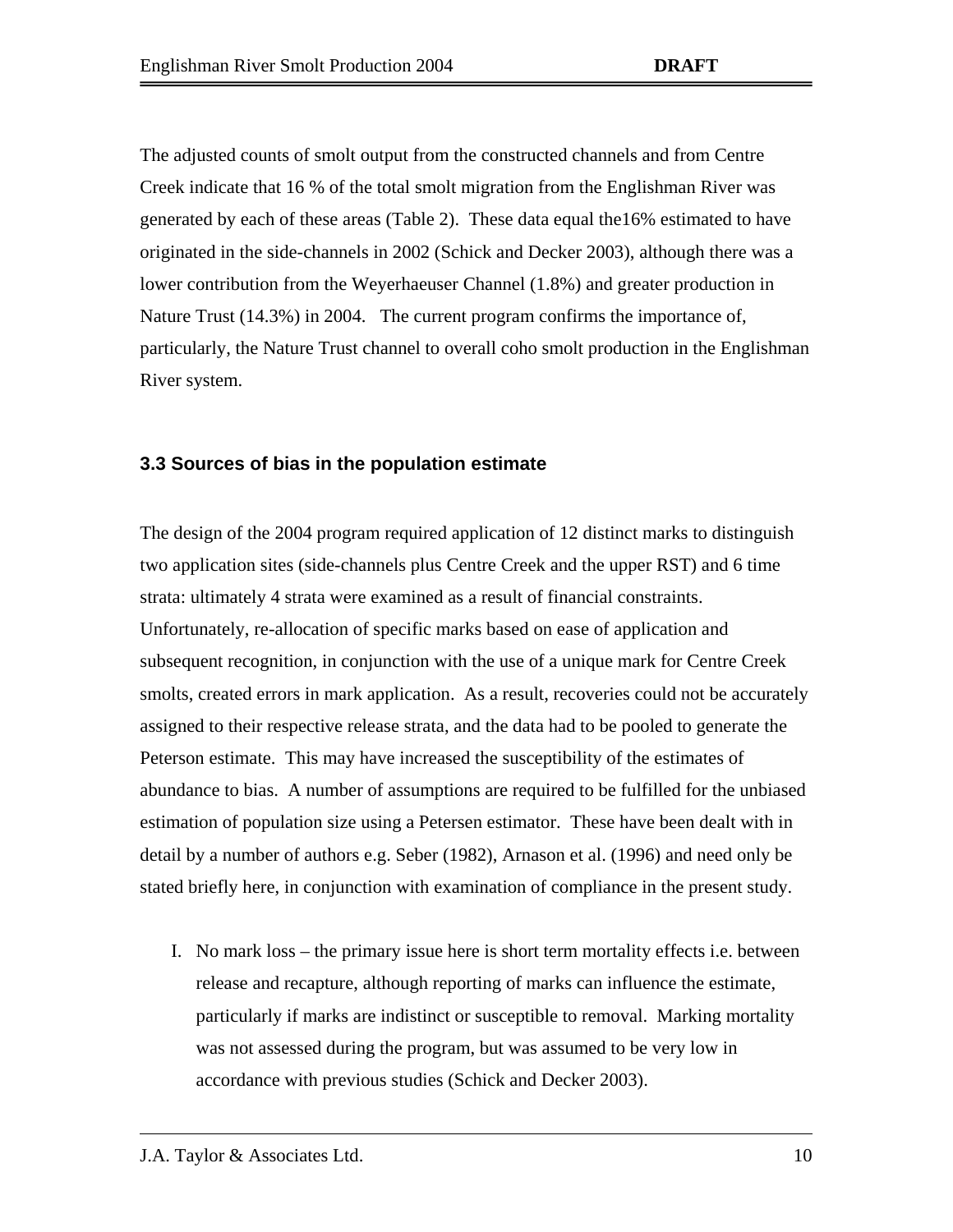The adjusted counts of smolt output from the constructed channels and from Centre Creek indicate that 16 % of the total smolt migration from the Englishman River was generated by each of these areas (Table 2). These data equal the16% estimated to have originated in the side-channels in 2002 (Schick and Decker 2003), although there was a lower contribution from the Weyerhaeuser Channel (1.8%) and greater production in Nature Trust (14.3%) in 2004. The current program confirms the importance of, particularly, the Nature Trust channel to overall coho smolt production in the Englishman River system.

### 3.3 Sources of bias in the population estimate

The design of the 2004 program required application of 12 distinct marks to distinguish two application sites (side-channels plus Centre Creek and the upper RST) and 6 time strata: ultimately 4 strata were examined as a result of financial constraints. Unfortunately, re-allocation of specific marks based on ease of application and subsequent recognition, in conjunction with the use of a unique mark for Centre Creek smolts, created errors in mark application. As a result, recoveries could not be accurately assigned to their respective release strata, and the data had to be pooled to generate the Peterson estimate. This may have increased the susceptibility of the estimates of abundance to bias. A number of assumptions are required to be fulfilled for the unbiased estimation of population size using a Petersen estimator. These have been dealt with in detail by a number of authors e.g. Seber (1982), Arnason et al. (1996) and need only be stated briefly here, in conjunction with examination of compliance in the present study.

I. No mark loss – the primary issue here is short term mortality effects i.e. between release and recapture, although reporting of marks can influence the estimate, particularly if marks are indistinct or susceptible to removal. Marking mortality was not assessed during the program, but was assumed to be very low in accordance with previous studies (Schick and Decker 2003).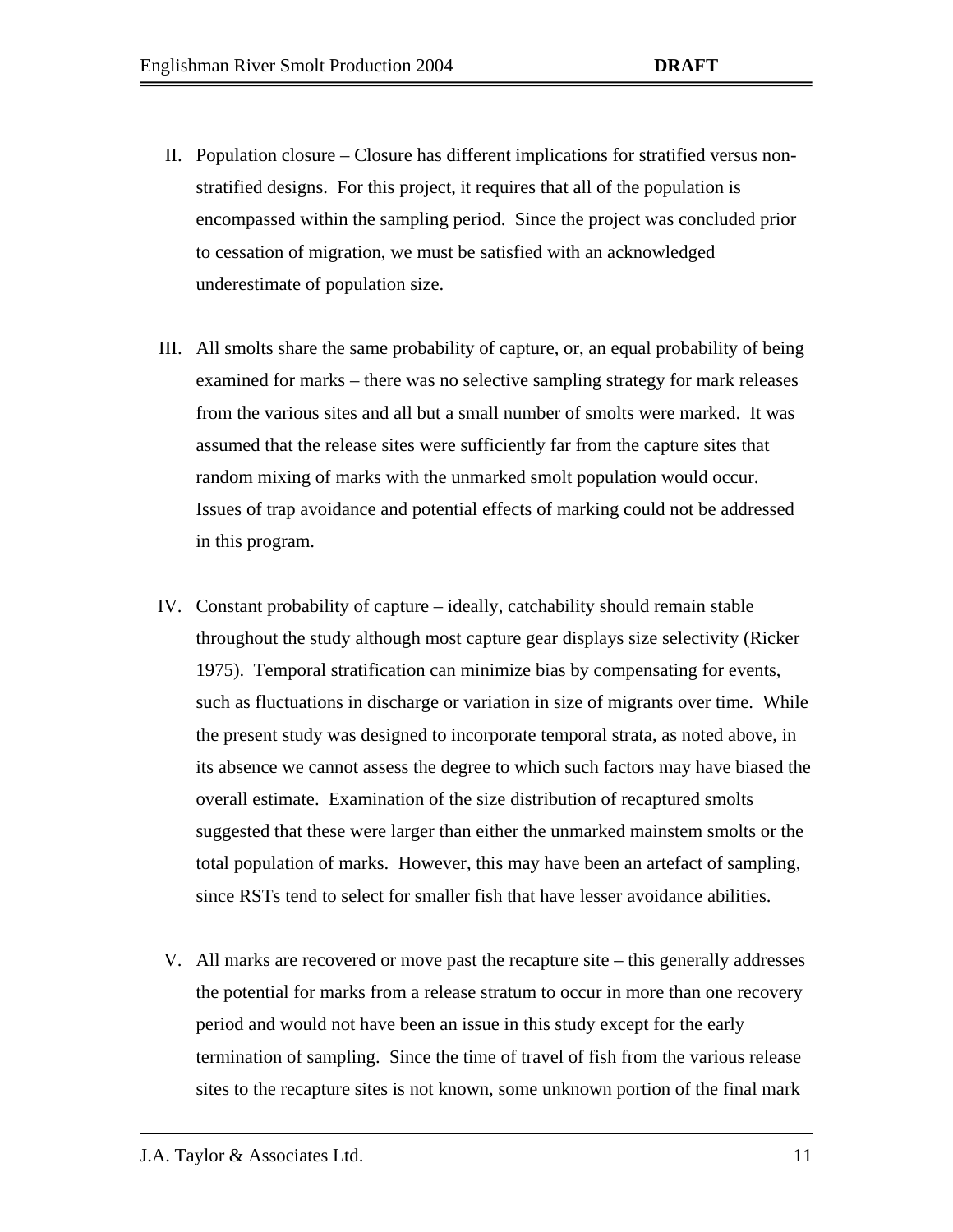II. Population closure – Closure has different implications for stratified versus non-stratified designs. For this project, it requires that all of the population is encompassed within the sampling period. Since the project was concluded prior to cessation of migration, we must be satisfied with an acknowledged underestimate of population size.

III. All smolts share the same probability of capture, or, an equal probability of being examined for marks – there was no selective sampling strategy for mark releases from the various sites and all but a small number of smolts were marked. It was assumed that the release sites were sufficiently far from the capture sites that random mixing of marks with the unmarked smolt population would occur. Issues of trap avoidance and potential effects of marking could not be addressed in this program.

IV. Constant probability of capture – ideally, catchability should remain stable throughout the study although most capture gear displays size selectivity (Ricker 1975). Temporal stratification can minimize bias by compensating for events, such as fluctuations in discharge or variation in size of migrants over time. While the present study was designed to incorporate temporal strata, as noted above, in its absence we cannot assess the degree to which such factors may have biased the overall estimate. Examination of the size distribution of recaptured smolts suggested that these were larger than either the unmarked mainstem smolts or the total population of marks. However, this may have been an artefact of sampling, since RSTs tend to select for smaller fish that have lesser avoidance abilities.

V. All marks are recovered or move past the recapture site – this generally addresses the potential for marks from a release stratum to occur in more than one recovery period and would not have been an issue in this study except for the early termination of sampling. Since the time of travel of fish from the various release sites to the recapture sites is not known, some unknown portion of the final mark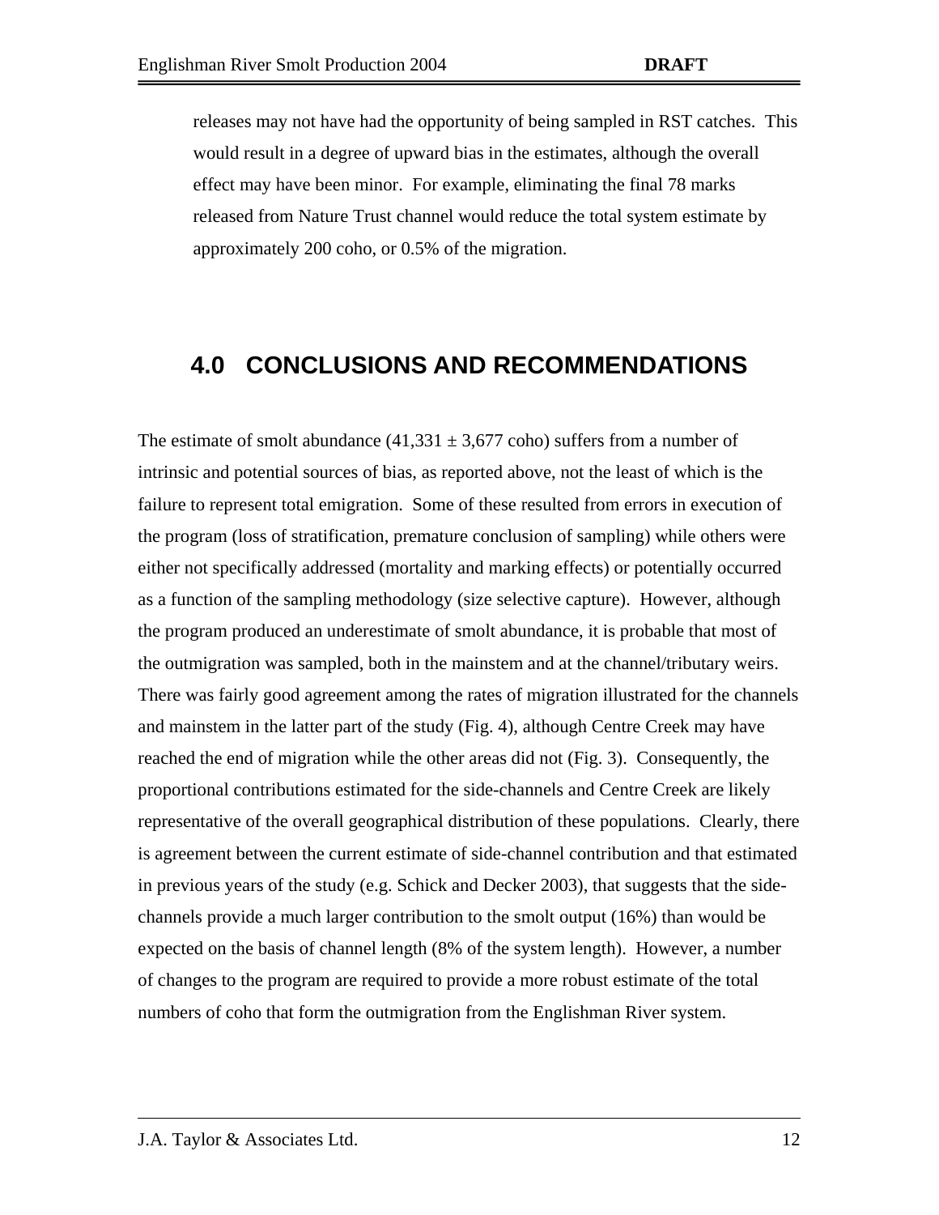releases may not have had the opportunity of being sampled in RST catches. This would result in a degree of upward bias in the estimates, although the overall effect may have been minor. For example, eliminating the final 78 marks released from Nature Trust channel would reduce the total system estimate by approximately 200 coho, or 0.5% of the migration.

# 4.0 CONCLUSIONS AND RECOMMENDATIONS

The estimate of smolt abundance (41,331 ± 3,677 coho) suffers from a number of intrinsic and potential sources of bias, as reported above, not the least of which is the failure to represent total emigration. Some of these resulted from errors in execution of the program (loss of stratification, premature conclusion of sampling) while others were either not specifically addressed (mortality and marking effects) or potentially occurred as a function of the sampling methodology (size selective capture). However, although the program produced an underestimate of smolt abundance, it is probable that most of the outmigration was sampled, both in the mainstem and at the channel/tributary weirs. There was fairly good agreement among the rates of migration illustrated for the channels and mainstem in the latter part of the study (Fig. 4), although Centre Creek may have reached the end of migration while the other areas did not (Fig. 3). Consequently, the proportional contributions estimated for the side-channels and Centre Creek are likely representative of the overall geographical distribution of these populations. Clearly, there is agreement between the current estimate of side-channel contribution and that estimated in previous years of the study (e.g. Schick and Decker 2003), that suggests that the side-channels provide a much larger contribution to the smolt output (16%) than would be expected on the basis of channel length (8% of the system length). However, a number of changes to the program are required to provide a more robust estimate of the total numbers of coho that form the outmigration from the Englishman River system.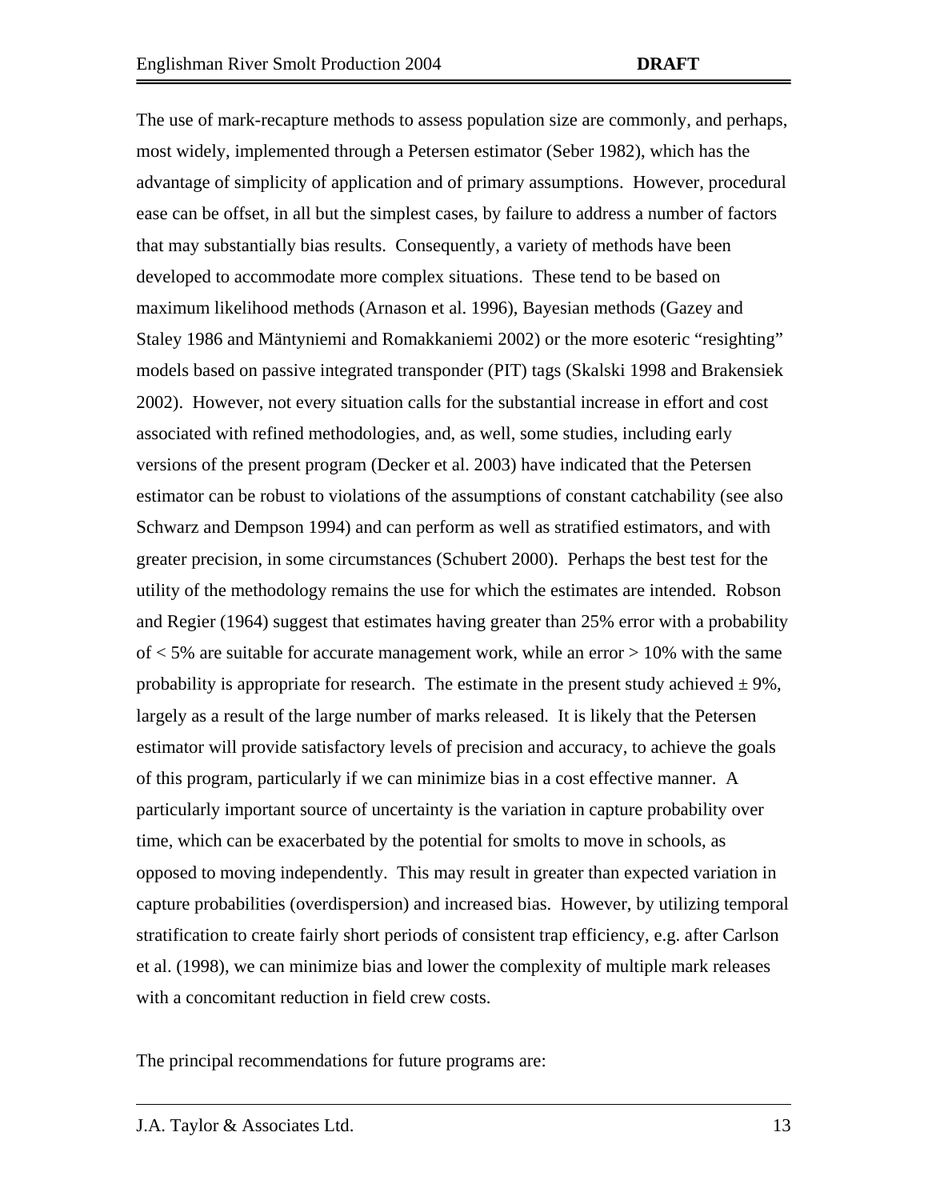The use of mark-recapture methods to assess population size are commonly, and perhaps, most widely, implemented through a Petersen estimator (Seber 1982), which has the advantage of simplicity of application and of primary assumptions. However, procedural ease can be offset, in all but the simplest cases, by failure to address a number of factors that may substantially bias results. Consequently, a variety of methods have been developed to accommodate more complex situations. These tend to be based on maximum likelihood methods (Arnason et al. 1996), Bayesian methods (Gazey and Staley 1986 and Mäntyniemi and Romakkaniemi 2002) or the more esoteric "resighting" models based on passive integrated transponder (PIT) tags (Skalski 1998 and Brakensiek 2002). However, not every situation calls for the substantial increase in effort and cost associated with refined methodologies, and, as well, some studies, including early versions of the present program (Decker et al. 2003) have indicated that the Petersen estimator can be robust to violations of the assumptions of constant catchability (see also Schwarz and Dempson 1994) and can perform as well as stratified estimators, and with greater precision, in some circumstances (Schubert 2000). Perhaps the best test for the utility of the methodology remains the use for which the estimates are intended. Robson and Regier (1964) suggest that estimates having greater than 25% error with a probability of < 5% are suitable for accurate management work, while an error > 10% with the same probability is appropriate for research. The estimate in the present study achieved ± 9%, largely as a result of the large number of marks released. It is likely that the Petersen estimator will provide satisfactory levels of precision and accuracy, to achieve the goals of this program, particularly if we can minimize bias in a cost effective manner. A particularly important source of uncertainty is the variation in capture probability over time, which can be exacerbated by the potential for smolts to move in schools, as opposed to moving independently. This may result in greater than expected variation in capture probabilities (overdispersion) and increased bias. However, by utilizing temporal stratification to create fairly short periods of consistent trap efficiency, e.g. after Carlson et al. (1998), we can minimize bias and lower the complexity of multiple mark releases with a concomitant reduction in field crew costs.

The principal recommendations for future programs are: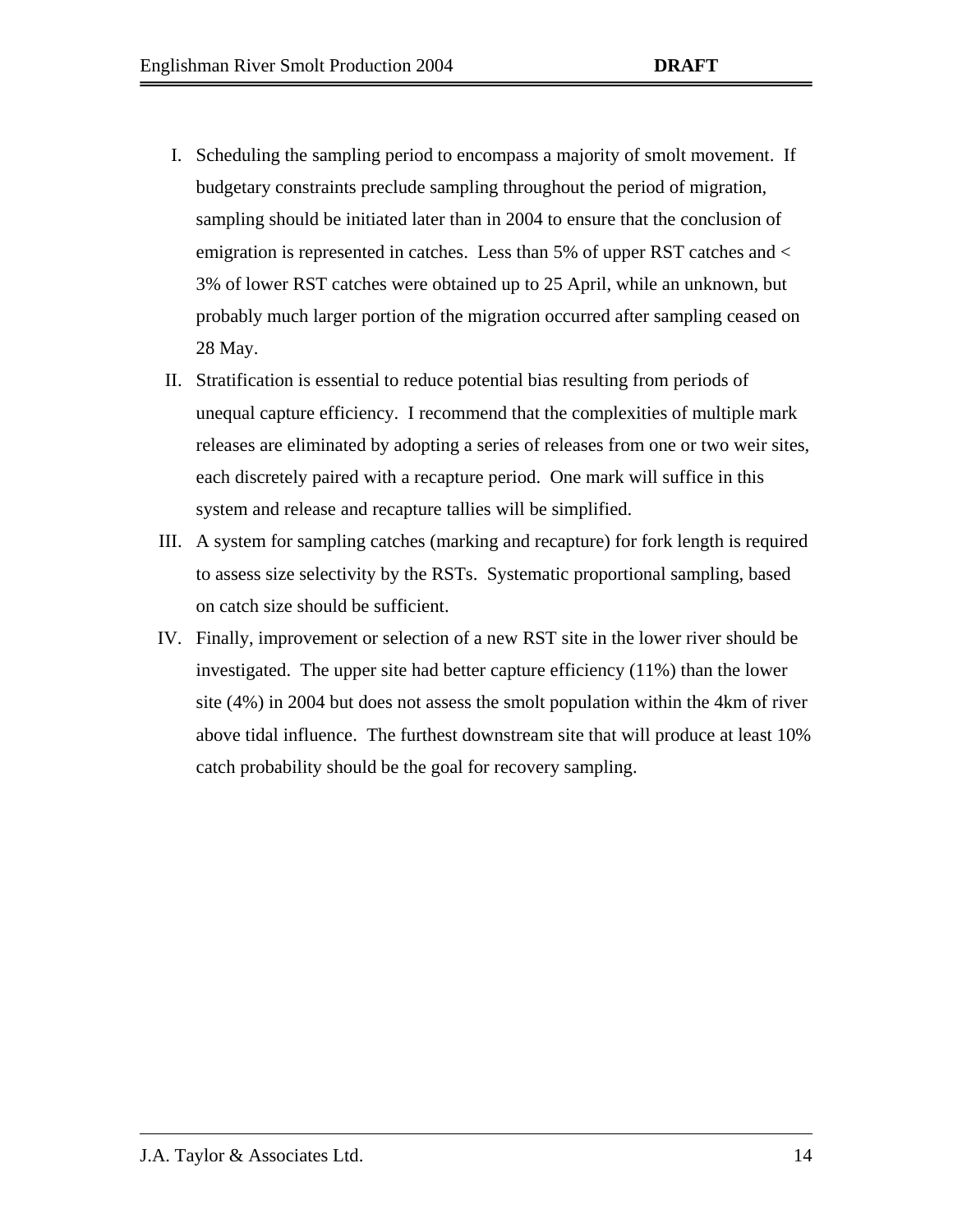I. Scheduling the sampling period to encompass a majority of smolt movement. If budgetary constraints preclude sampling throughout the period of migration, sampling should be initiated later than in 2004 to ensure that the conclusion of emigration is represented in catches. Less than 5% of upper RST catches and < 3% of lower RST catches were obtained up to 25 April, while an unknown, but probably much larger portion of the migration occurred after sampling ceased on 28 May.

II. Stratification is essential to reduce potential bias resulting from periods of unequal capture efficiency. I recommend that the complexities of multiple mark releases are eliminated by adopting a series of releases from one or two weir sites, each discretely paired with a recapture period. One mark will suffice in this system and release and recapture tallies will be simplified.

III. A system for sampling catches (marking and recapture) for fork length is required to assess size selectivity by the RSTs. Systematic proportional sampling, based on catch size should be sufficient.

IV. Finally, improvement or selection of a new RST site in the lower river should be investigated. The upper site had better capture efficiency (11%) than the lower site (4%) in 2004 but does not assess the smolt population within the 4km of river above tidal influence. The furthest downstream site that will produce at least 10% catch probability should be the goal for recovery sampling.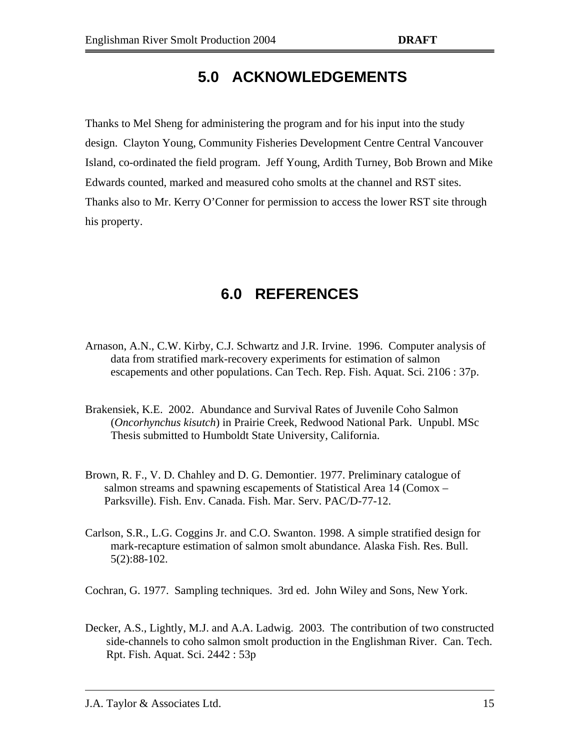# 5.0 ACKNOWLEDGEMENTS

Thanks to Mel Sheng for administering the program and for his input into the study design. Clayton Young, Community Fisheries Development Centre Central Vancouver Island, co-ordinated the field program. Jeff Young, Ardith Turney, Bob Brown and Mike Edwards counted, marked and measured coho smolts at the channel and RST sites. Thanks also to Mr. Kerry O'Conner for permission to access the lower RST site through his property.

# 6.0 REFERENCES

Arnason, A.N., C.W. Kirby, C.J. Schwartz and J.R. Irvine. 1996. Computer analysis of data from stratified mark-recovery experiments for estimation of salmon escapements and other populations. Can Tech. Rep. Fish. Aquat. Sci. 2106 : 37p.

Brakensiek, K.E. 2002. Abundance and Survival Rates of Juvenile Coho Salmon (*Oncorhynchus kisutch*) in Prairie Creek, Redwood National Park. Unpubl. MSc Thesis submitted to Humboldt State University, California.

Brown, R. F., V. D. Chahley and D. G. Demontier. 1977. Preliminary catalogue of salmon streams and spawning escapements of Statistical Area 14 (Comox – Parksville). Fish. Env. Canada. Fish. Mar. Serv. PAC/D-77-12.

Carlson, S.R., L.G. Coggins Jr. and C.O. Swanton. 1998. A simple stratified design for mark-recapture estimation of salmon smolt abundance. Alaska Fish. Res. Bull. 5(2):88-102.

Cochran, G. 1977. Sampling techniques. 3rd ed. John Wiley and Sons, New York.

Decker, A.S., Lightly, M.J. and A.A. Ladwig. 2003. The contribution of two constructed side-channels to coho salmon smolt production in the Englishman River. Can. Tech. Rpt. Fish. Aquat. Sci. 2442 : 53p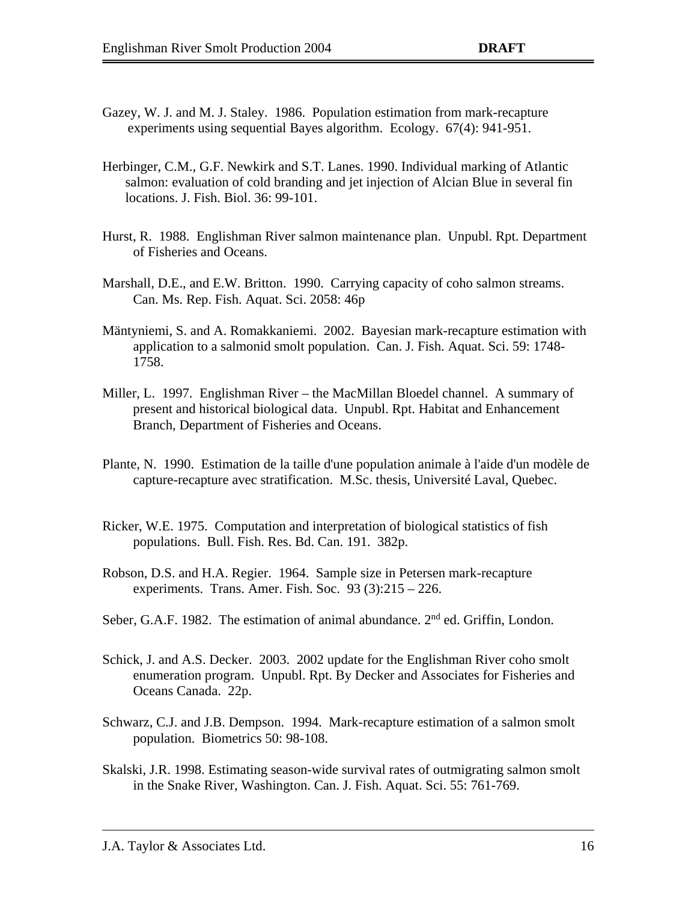Gazey, W. J. and M. J. Staley. 1986. Population estimation from mark-recapture experiments using sequential Bayes algorithm. Ecology. 67(4): 941-951.

Herbinger, C.M., G.F. Newkirk and S.T. Lanes. 1990. Individual marking of Atlantic salmon: evaluation of cold branding and jet injection of Alcian Blue in several fin locations. J. Fish. Biol. 36: 99-101.

Hurst, R. 1988. Englishman River salmon maintenance plan. Unpubl. Rpt. Department of Fisheries and Oceans.

Marshall, D.E., and E.W. Britton. 1990. Carrying capacity of coho salmon streams. Can. Ms. Rep. Fish. Aquat. Sci. 2058: 46p

Mäntyniemi, S. and A. Romakkaniemi. 2002. Bayesian mark-recapture estimation with application to a salmonid smolt population. Can. J. Fish. Aquat. Sci. 59: 1748-1758.

Miller, L. 1997. Englishman River – the MacMillan Bloedel channel. A summary of present and historical biological data. Unpubl. Rpt. Habitat and Enhancement Branch, Department of Fisheries and Oceans.

Plante, N. 1990. Estimation de la taille d'une population animale à l'aide d'un modèle de capture-recapture avec stratification. M.Sc. thesis, Université Laval, Quebec.

Ricker, W.E. 1975. Computation and interpretation of biological statistics of fish populations. Bull. Fish. Res. Bd. Can. 191. 382p.

Robson, D.S. and H.A. Regier. 1964. Sample size in Petersen mark-recapture experiments. Trans. Amer. Fish. Soc. 93 (3):215 – 226.

Seber, G.A.F. 1982. The estimation of animal abundance. 2nd ed. Griffin, London.

Schick, J. and A.S. Decker. 2003. 2002 update for the Englishman River coho smolt enumeration program. Unpubl. Rpt. By Decker and Associates for Fisheries and Oceans Canada. 22p.

Schwarz, C.J. and J.B. Dempson. 1994. Mark-recapture estimation of a salmon smolt population. Biometrics 50: 98-108.

Skalski, J.R. 1998. Estimating season-wide survival rates of outmigrating salmon smolt in the Snake River, Washington. Can. J. Fish. Aquat. Sci. 55: 761-769.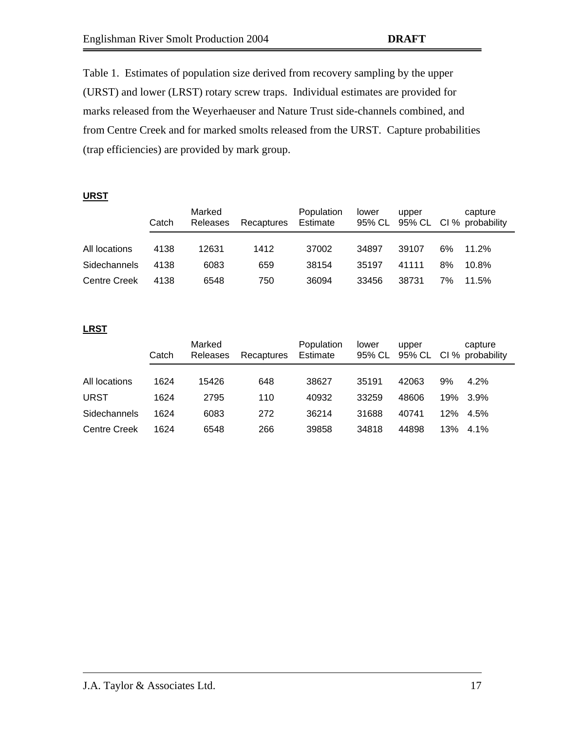Table 1. Estimates of population size derived from recovery sampling by the upper (URST) and lower (LRST) rotary screw traps. Individual estimates are provided for marks released from the Weyerhaeuser and Nature Trust side-channels combined, and from Centre Creek and for marked smolts released from the URST. Capture probabilities (trap efficiencies) are provided by mark group.

**URST**

| | Catch | Marked Releases | Recaptures | Population Estimate | lower 95% CL | upper 95% CL | CI % | capture probability |
|---|---|---|---|---|---|---|---|---|
| All locations | 4138 | 12631 | 1412 | 37002 | 34897 | 39107 | 6% | 11.2% |
| Sidechannels | 4138 | 6083 | 659 | 38154 | 35197 | 41111 | 8% | 10.8% |
| Centre Creek | 4138 | 6548 | 750 | 36094 | 33456 | 38731 | 7% | 11.5% |

**LRST**

| | Catch | Marked Releases | Recaptures | Population Estimate | lower 95% CL | upper 95% CL | CI % | capture probability |
|---|---|---|---|---|---|---|---|---|
| All locations | 1624 | 15426 | 648 | 38627 | 35191 | 42063 | 9% | 4.2% |
| URST | 1624 | 2795 | 110 | 40932 | 33259 | 48606 | 19% | 3.9% |
| Sidechannels | 1624 | 6083 | 272 | 36214 | 31688 | 40741 | 12% | 4.5% |
| Centre Creek | 1624 | 6548 | 266 | 39858 | 34818 | 44898 | 13% | 4.1% |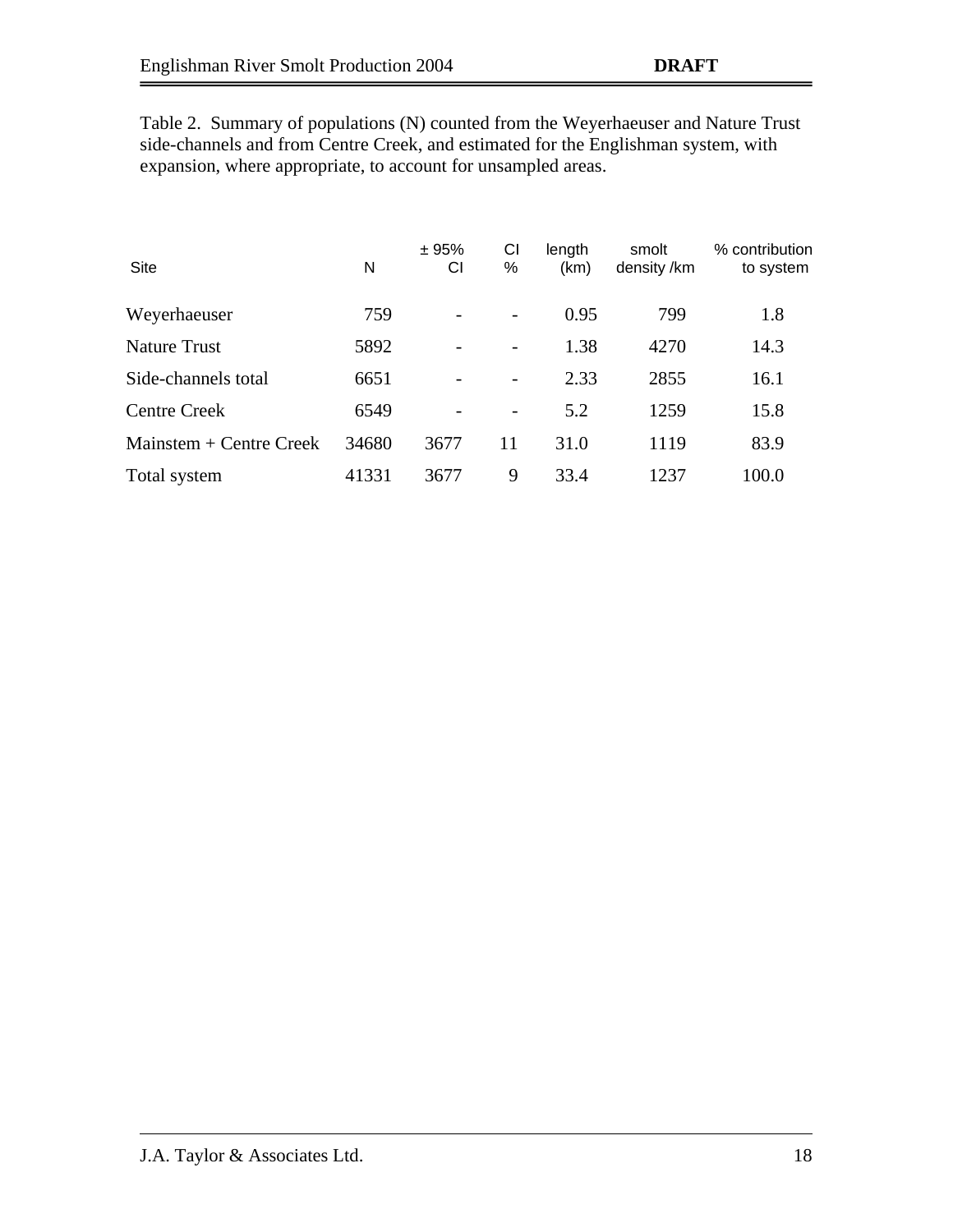Table 2. Summary of populations (N) counted from the Weyerhaeuser and Nature Trust side-channels and from Centre Creek, and estimated for the Englishman system, with expansion, where appropriate, to account for unsampled areas.

| Site | N | ± 95% CI | CI % | length (km) | smolt density /km | % contribution to system |
|---|---|---|---|---|---|---|
| Weyerhaeuser | 759 | - | - | 0.95 | 799 | 1.8 |
| Nature Trust | 5892 | - | - | 1.38 | 4270 | 14.3 |
| Side-channels total | 6651 | - | - | 2.33 | 2855 | 16.1 |
| Centre Creek | 6549 | - | - | 5.2 | 1259 | 15.8 |
| Mainstem + Centre Creek | 34680 | 3677 | 11 | 31.0 | 1119 | 83.9 |
| Total system | 41331 | 3677 | 9 | 33.4 | 1237 | 100.0 |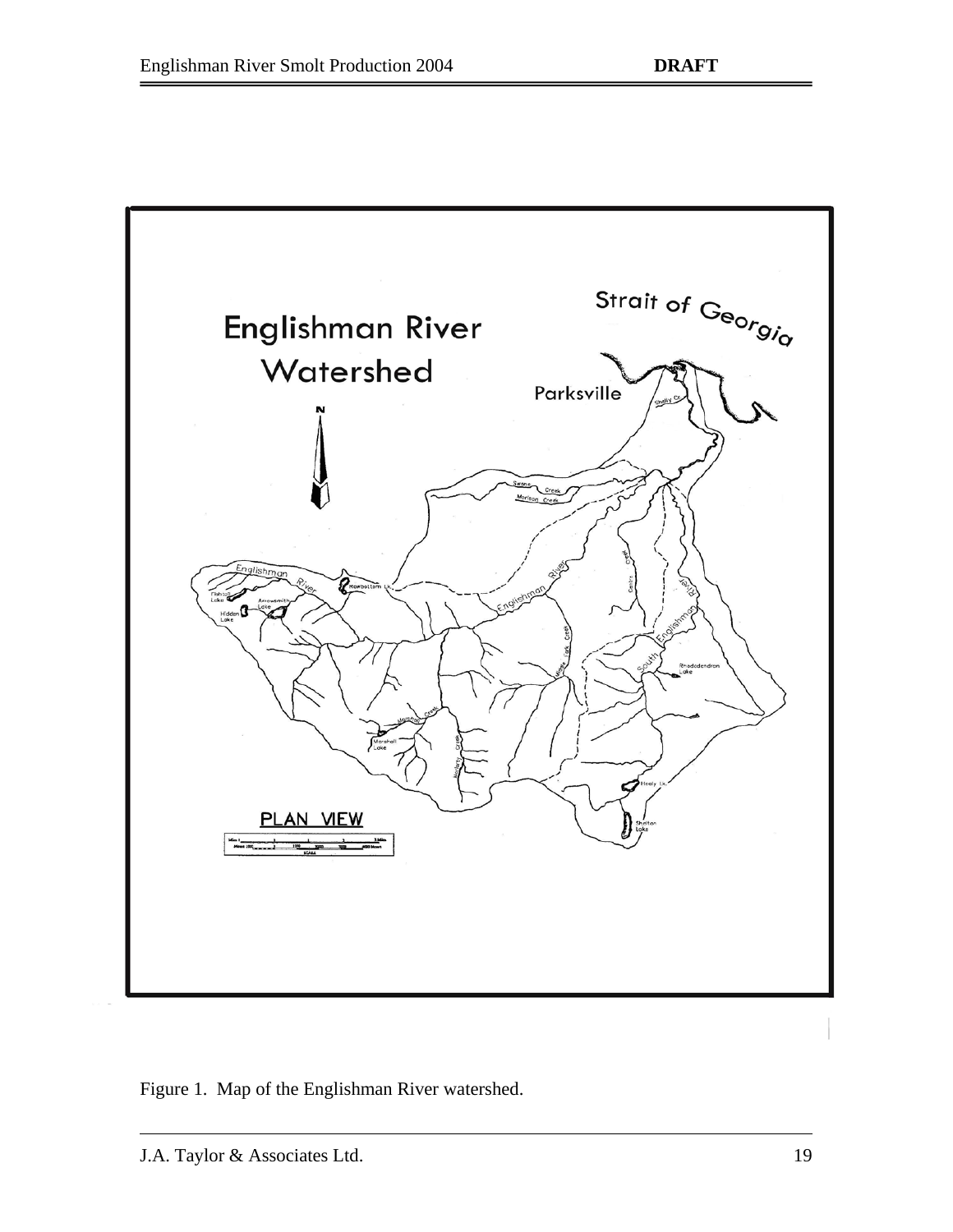Figure 1. Map of the Englishman River watershed.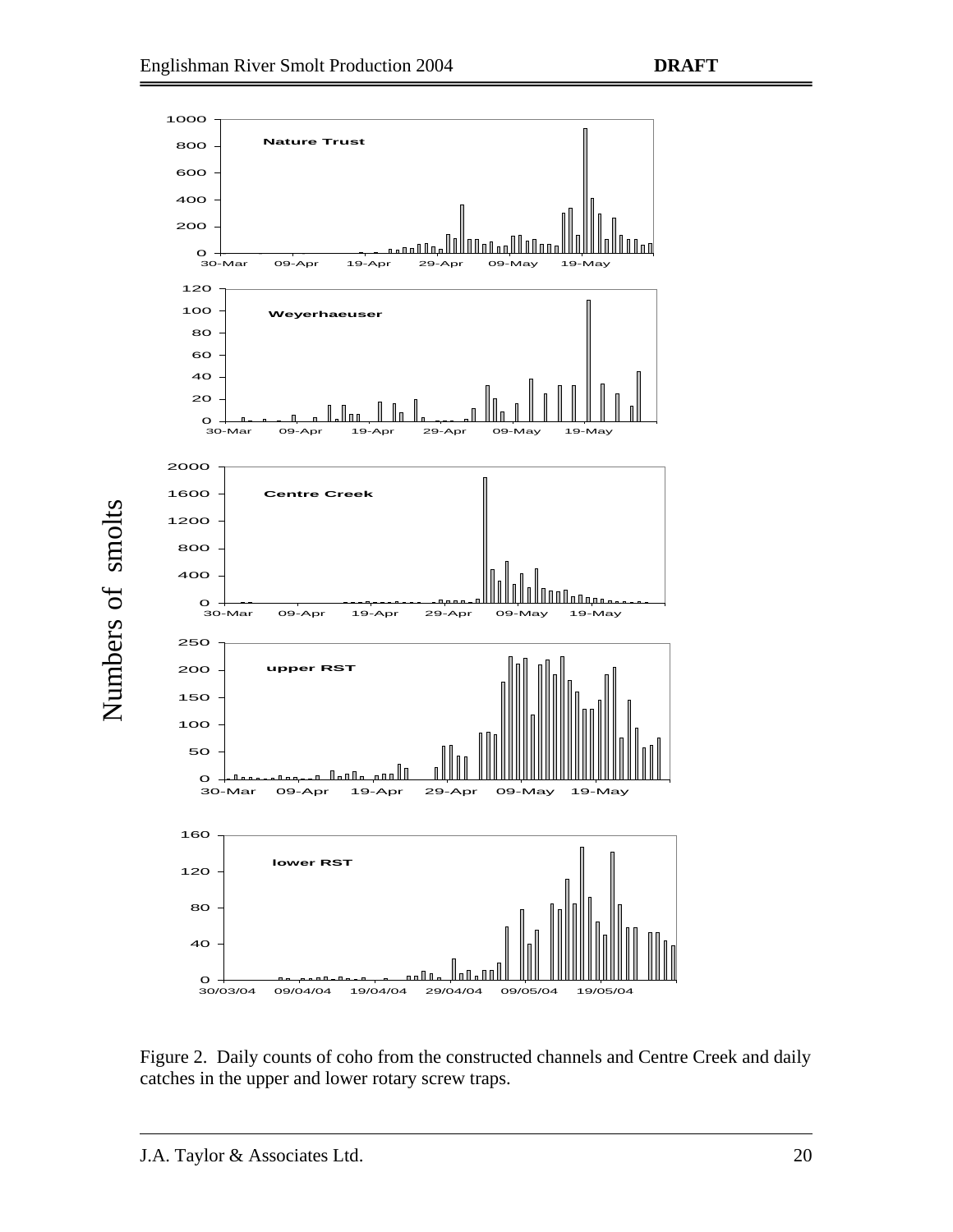Figure 2. Daily counts of coho from the constructed channels and Centre Creek and daily catches in the upper and lower rotary screw traps.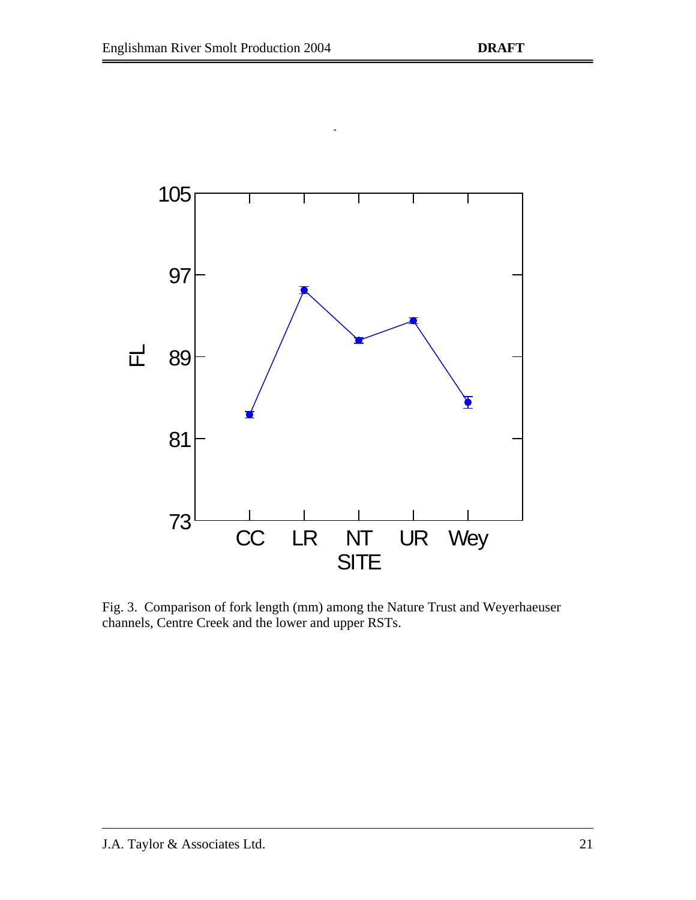Fig. 3. Comparison of fork length (mm) among the Nature Trust and Weyerhaeuser channels, Centre Creek and the lower and upper RSTs.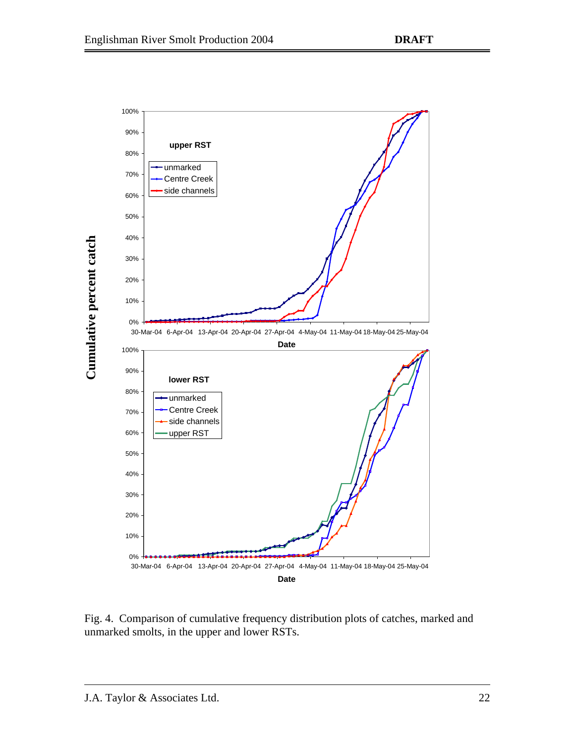Fig. 4. Comparison of cumulative frequency distribution plots of catches, marked and unmarked smolts, in the upper and lower RSTs.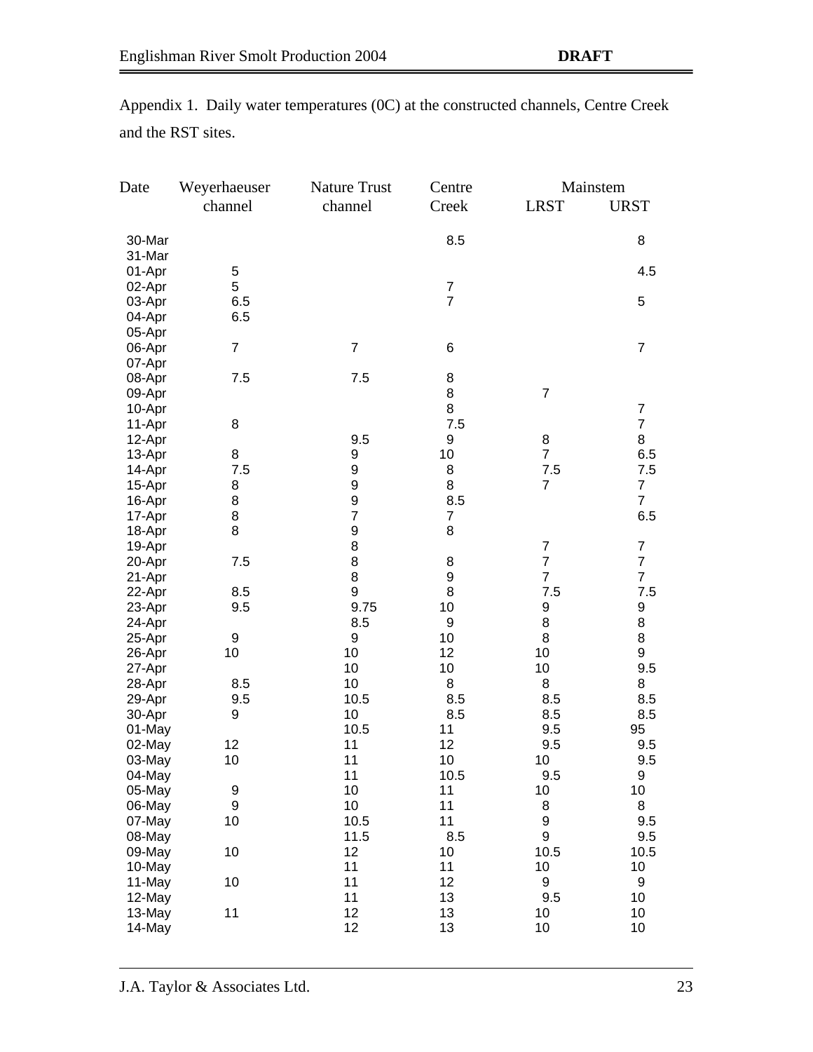Appendix 1. Daily water temperatures (0C) at the constructed channels, Centre Creek and the RST sites.

| Date | Weyerhaeuser channel | Nature Trust channel | Centre Creek | Mainstem LRST | Mainstem URST |
|---|---|---|---|---|---|
| 30-Mar | | | 8.5 | | 8 |
| 31-Mar | | | | | |
| 01-Apr | 5 | | | | 4.5 |
| 02-Apr | 5 | | 7 | | |
| 03-Apr | 6.5 | | 7 | | 5 |
| 04-Apr | 6.5 | | | | |
| 05-Apr | | | | | |
| 06-Apr | 7 | 7 | 6 | | 7 |
| 07-Apr | | | | | |
| 08-Apr | 7.5 | 7.5 | 8 | | |
| 09-Apr | | | 8 | 7 | |
| 10-Apr | | | 8 | | 7 |
| 11-Apr | 8 | | 7.5 | | 7 |
| 12-Apr | | 9.5 | 9 | 8 | 8 |
| 13-Apr | 8 | 9 | 10 | 7 | 6.5 |
| 14-Apr | 7.5 | 9 | 8 | 7.5 | 7.5 |
| 15-Apr | 8 | 9 | 8 | 7 | 7 |
| 16-Apr | 8 | 9 | 8.5 | | 7 |
| 17-Apr | 8 | 7 | 7 | | 6.5 |
| 18-Apr | 8 | 9 | 8 | | |
| 19-Apr | | 8 | | 7 | 7 |
| 20-Apr | 7.5 | 8 | 8 | 7 | 7 |
| 21-Apr | | 8 | 9 | 7 | 7 |
| 22-Apr | 8.5 | 9 | 8 | 7.5 | 7.5 |
| 23-Apr | 9.5 | 9.75 | 10 | 9 | 9 |
| 24-Apr | | 8.5 | 9 | 8 | 8 |
| 25-Apr | 9 | 9 | 10 | 8 | 8 |
| 26-Apr | 10 | 10 | 12 | 10 | 9 |
| 27-Apr | | 10 | 10 | 10 | 9.5 |
| 28-Apr | 8.5 | 10 | 8 | 8 | 8 |
| 29-Apr | 9.5 | 10.5 | 8.5 | 8.5 | 8.5 |
| 30-Apr | 9 | 10 | 8.5 | 8.5 | 8.5 |
| 01-May | | 10.5 | 11 | 9.5 | 95 |
| 02-May | 12 | 11 | 12 | 9.5 | 9.5 |
| 03-May | 10 | 11 | 10 | 10 | 9.5 |
| 04-May | | 11 | 10.5 | 9.5 | 9 |
| 05-May | 9 | 10 | 11 | 10 | 10 |
| 06-May | 9 | 10 | 11 | 8 | 8 |
| 07-May | 10 | 10.5 | 11 | 9 | 9.5 |
| 08-May | | 11.5 | 8.5 | 9 | 9.5 |
| 09-May | 10 | 12 | 10 | 10.5 | 10.5 |
| 10-May | | 11 | 11 | 10 | 10 |
| 11-May | 10 | 11 | 12 | 9 | 9 |
| 12-May | | 11 | 13 | 9.5 | 10 |
| 13-May | 11 | 12 | 13 | 10 | 10 |
| 14-May | | 12 | 13 | 10 | 10 |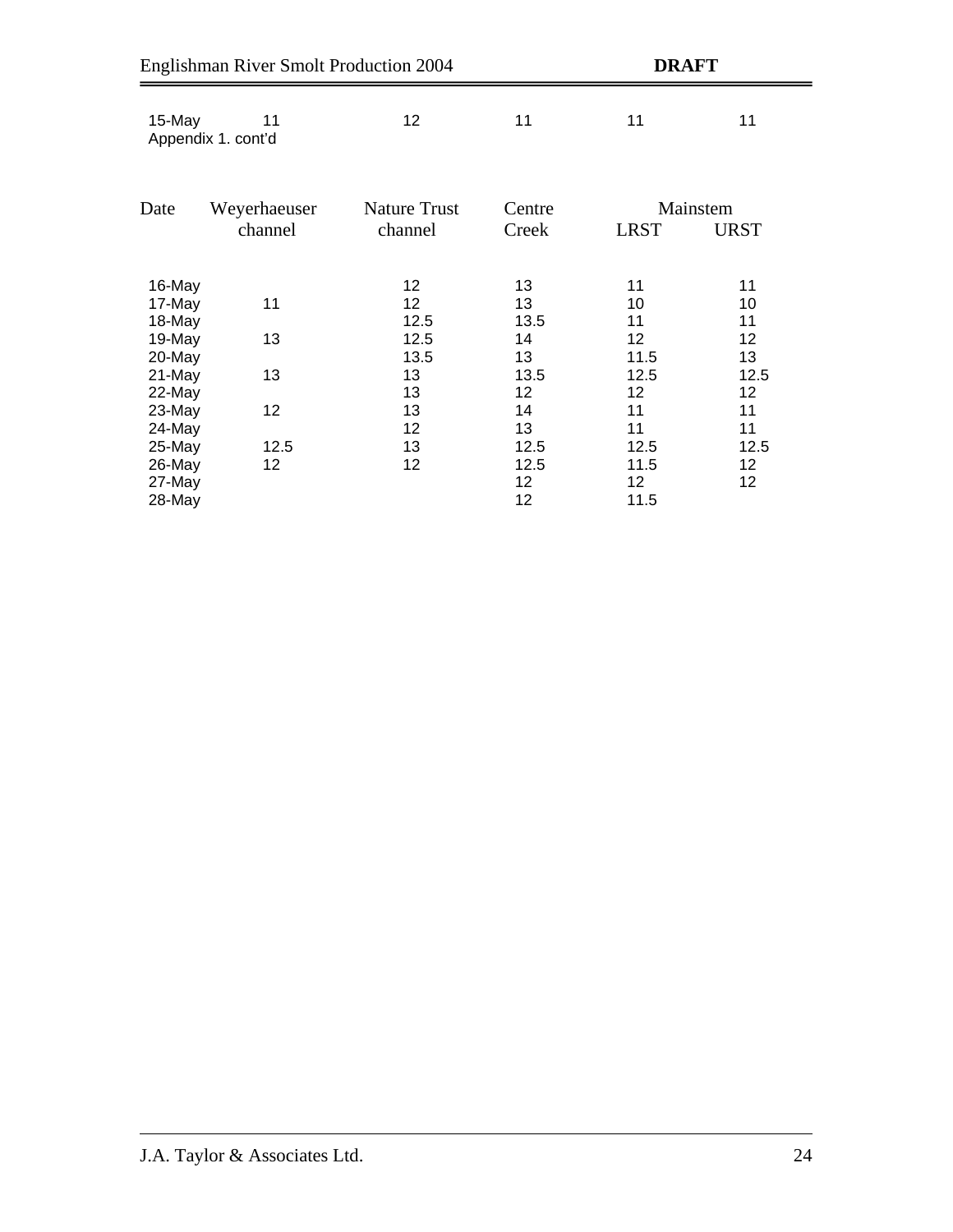| 15-May | 11 | 12 | 11 | 11 | 11 |
|---|---|---|---|---|---|

Appendix 1. cont'd

| Date | Weyerhaeuser channel | Nature Trust channel | Centre Creek | Mainstem | |
|---|---|---|---|---|---|
| | | | | LRST | URST |
| 16-May | | 12 | 13 | 11 | 11 |
| 17-May | 11 | 12 | 13 | 10 | 10 |
| 18-May | | 12.5 | 13.5 | 11 | 11 |
| 19-May | 13 | 12.5 | 14 | 12 | 12 |
| 20-May | | 13.5 | 13 | 11.5 | 13 |
| 21-May | 13 | 13 | 13.5 | 12.5 | 12.5 |
| 22-May | | 13 | 12 | 12 | 12 |
| 23-May | 12 | 13 | 14 | 11 | 11 |
| 24-May | | 12 | 13 | 11 | 11 |
| 25-May | 12.5 | 13 | 12.5 | 12.5 | 12.5 |
| 26-May | 12 | 12 | 12.5 | 11.5 | 12 |
| 27-May | | | 12 | 12 | 12 |
| 28-May | | | 12 | 11.5 | |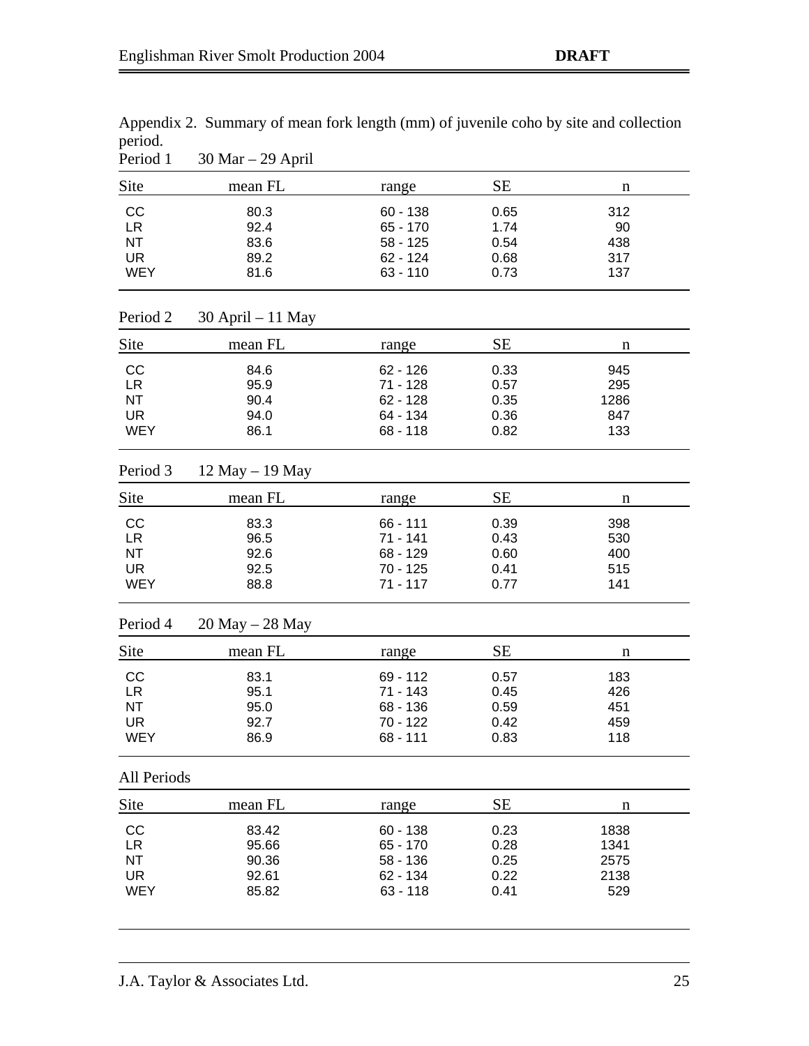Appendix 2. Summary of mean fork length (mm) of juvenile coho by site and collection period.

Period 1 30 Mar – 29 April

| Site | mean FL | range | SE | n |
|---|---|---|---|---|
| CC | 80.3 | 60 - 138 | 0.65 | 312 |
| LR | 92.4 | 65 - 170 | 1.74 | 90 |
| NT | 83.6 | 58 - 125 | 0.54 | 438 |
| UR | 89.2 | 62 - 124 | 0.68 | 317 |
| WEY | 81.6 | 63 - 110 | 0.73 | 137 |

Period 2 30 April – 11 May

| Site | mean FL | range | SE | n |
|---|---|---|---|---|
| CC | 84.6 | 62 - 126 | 0.33 | 945 |
| LR | 95.9 | 71 - 128 | 0.57 | 295 |
| NT | 90.4 | 62 - 128 | 0.35 | 1286 |
| UR | 94.0 | 64 - 134 | 0.36 | 847 |
| WEY | 86.1 | 68 - 118 | 0.82 | 133 |

Period 3 12 May – 19 May

| Site | mean FL | range | SE | n |
|---|---|---|---|---|
| CC | 83.3 | 66 - 111 | 0.39 | 398 |
| LR | 96.5 | 71 - 141 | 0.43 | 530 |
| NT | 92.6 | 68 - 129 | 0.60 | 400 |
| UR | 92.5 | 70 - 125 | 0.41 | 515 |
| WEY | 88.8 | 71 - 117 | 0.77 | 141 |

Period 4 20 May – 28 May

| Site | mean FL | range | SE | n |
|---|---|---|---|---|
| CC | 83.1 | 69 - 112 | 0.57 | 183 |
| LR | 95.1 | 71 - 143 | 0.45 | 426 |
| NT | 95.0 | 68 - 136 | 0.59 | 451 |
| UR | 92.7 | 70 - 122 | 0.42 | 459 |
| WEY | 86.9 | 68 - 111 | 0.83 | 118 |

All Periods

| Site | mean FL | range | SE | n |
|---|---|---|---|---|
| CC | 83.42 | 60 - 138 | 0.23 | 1838 |
| LR | 95.66 | 65 - 170 | 0.28 | 1341 |
| NT | 90.36 | 58 - 136 | 0.25 | 2575 |
| UR | 92.61 | 62 - 134 | 0.22 | 2138 |
| WEY | 85.82 | 63 - 118 | 0.41 | 529 |